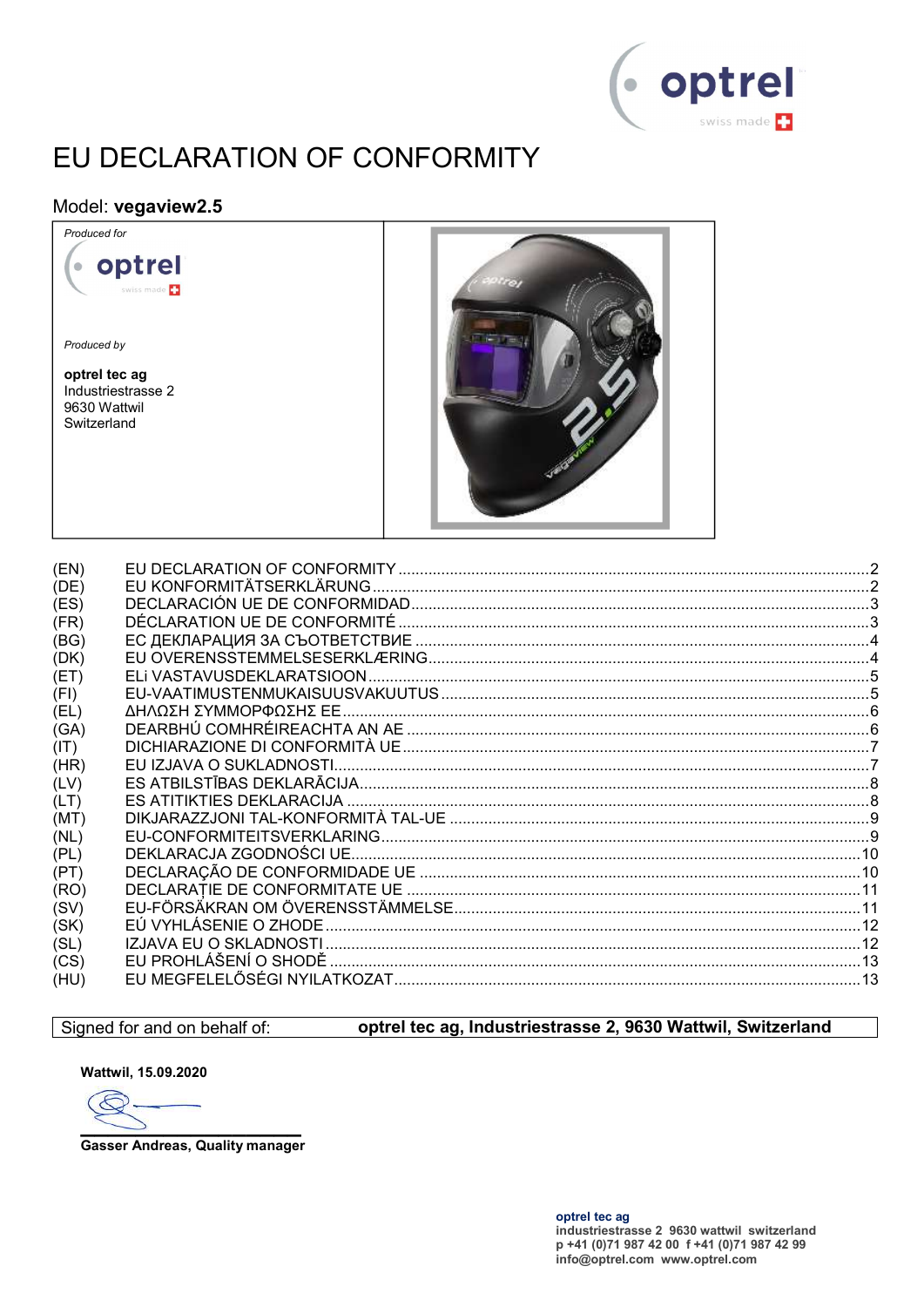optrel swiss made

# EU DECLARATION OF CONFORMITY

## Model: **vegaview2.5**

| *Produced for* optrel swiss made<br><br>*Produced by*<br><br>**optrel tec ag**<br>Industriestrasse 2<br>9630 Wattwil<br>Switzerland | |
|---|---|

| | | |
|---|---|---|
| (EN) | EU DECLARATION OF CONFORMITY | 2 |
| (DE) | EU KONFORMITÄTSERKLÄRUNG | 2 |
| (ES) | DECLARACIÓN UE DE CONFORMIDAD | 3 |
| (FR) | DÉCLARATION UE DE CONFORMITÉ | 3 |
| (BG) | ЕС ДЕКЛАРАЦИЯ ЗА СЪОТВЕТСТВИЕ | 4 |
| (DK) | EU OVERENSSTEMMELSESERKLÆRING | 4 |
| (ET) | ELi VASTAVUSDEKLARATSIOON | 5 |
| (FI) | EU-VAATIMUSTENMUKAISUUSVAKUUTUS | 5 |
| (EL) | ΔΗΛΩΣΗ ΣΥΜΜΟΡΦΩΣΗΣ ΕΕ | 6 |
| (GA) | DEARBHÚ COMHRÉIREACHTA AN AE | 6 |
| (IT) | DICHIARAZIONE DI CONFORMITÀ UE | 7 |
| (HR) | EU IZJAVA O SUKLADNOSTI | 7 |
| (LV) | ES ATBILSTĪBAS DEKLARĀCIJA | 8 |
| (LT) | ES ATITIKTIES DEKLARACIJA | 8 |
| (MT) | DIKJARAZZJONI TAL-KONFORMITÀ TAL-UE | 9 |
| (NL) | EU-CONFORMITEITSVERKLARING | 9 |
| (PL) | DEKLARACJA ZGODNOŚCI UE | 10 |
| (PT) | DECLARAÇÃO DE CONFORMIDADE UE | 10 |
| (RO) | DECLARAȚIE DE CONFORMITATE UE | 11 |
| (SV) | EU-FÖRSÄKRAN OM ÖVERENSSTÄMMELSE | 11 |
| (SK) | EÚ VYHLÁSENIE O ZHODE | 12 |
| (SL) | IZJAVA EU O SKLADNOSTI | 12 |
| (CS) | EU PROHLÁŠENÍ O SHODĚ | 13 |
| (HU) | EU MEGFELELŐSÉGI NYILATKOZAT | 13 |

| Signed for and on behalf of: | **optrel tec ag, Industriestrasse 2, 9630 Wattwil, Switzerland** |
|---|---|

**Wattwil, 15.09.2020**

**Gasser Andreas, Quality manager**

**optrel tec ag**
**industriestrasse 2 9630 wattwil switzerland**
**p +41 (0)71 987 42 00 f +41 (0)71 987 42 99**
**info@optrel.com www.optrel.com**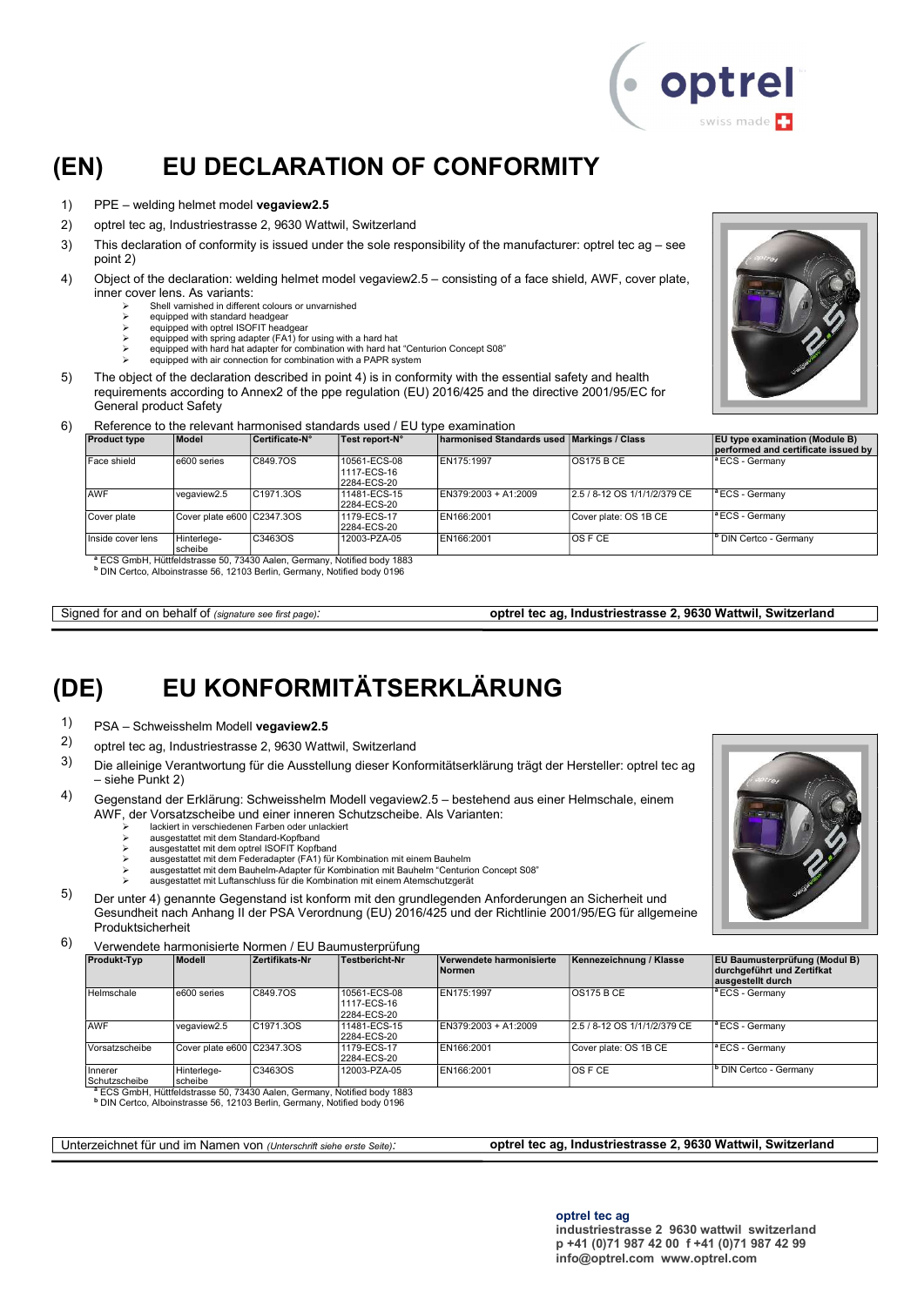# (EN) EU DECLARATION OF CONFORMITY

1) PPE – welding helmet model **vegaview2.5**
2) optrel tec ag, Industriestrasse 2, 9630 Wattwil, Switzerland
3) This declaration of conformity is issued under the sole responsibility of the manufacturer: optrel tec ag – see point 2)
4) Object of the declaration: welding helmet model vegaview2.5 – consisting of a face shield, AWF, cover plate, inner cover lens. As variants:
   - Shell varnished in different colours or unvarnished
   - equipped with standard headgear
   - equipped with optrel ISOFIT headgear
   - equipped with spring adapter (FA1) for using with a hard hat
   - equipped with hard hat adapter for combination with hard hat "Centurion Concept S08"
   - equipped with air connection for combination with a PAPR system
5) The object of the declaration described in point 4) is in conformity with the essential safety and health requirements according to Annex2 of the ppe regulation (EU) 2016/425 and the directive 2001/95/EC for General product Safety
6) Reference to the relevant harmonised standards used / EU type examination

| Product type | Model | Certificate-N° | Test report-N° | harmonised Standards used | Markings / Class | EU type examination (Module B) performed and certificate issued by |
|---|---|---|---|---|---|---|
| Face shield | e600 series | C849.7OS | 10561-ECS-08 1117-ECS-16 2284-ECS-20 | EN175:1997 | OS175 B CE | [a] ECS - Germany |
| AWF | vegaview2.5 | C1971.3OS | 11481-ECS-15 2284-ECS-20 | EN379:2003 + A1:2009 | 2.5 / 8-12 OS 1/1/1/2/379 CE | [a] ECS - Germany |
| Cover plate | Cover plate e600 | C2347.3OS | 1179-ECS-17 2284-ECS-20 | EN166:2001 | Cover plate: OS 1B CE | [a] ECS - Germany |
| Inside cover lens | Hinterlege-scheibe | C3463OS | 12003-PZA-05 | EN166:2001 | OS F CE | [b] DIN Certco - Germany |

[a] ECS GmbH, Hüttfeldstrasse 50, 73430 Aalen, Germany, Notified body 1883
[b] DIN Certco, Alboinstrasse 56, 12103 Berlin, Germany, Notified body 0196

Signed for and on behalf of *(signature see first page)*: **optrel tec ag, Industriestrasse 2, 9630 Wattwil, Switzerland**

# (DE) EU KONFORMITÄTSERKLÄRUNG

1) PSA – Schweisshelm Modell **vegaview2.5**
2) optrel tec ag, Industriestrasse 2, 9630 Wattwil, Switzerland
3) Die alleinige Verantwortung für die Ausstellung dieser Konformitätserklärung trägt der Hersteller: optrel tec ag – siehe Punkt 2)
4) Gegenstand der Erklärung: Schweisshelm Modell vegaview2.5 – bestehend aus einer Helmschale, einem AWF, der Vorsatzscheibe und einer inneren Schutzscheibe. Als Varianten:
   - lackiert in verschiedenen Farben oder unlackiert
   - ausgestattet mit dem Standard-Kopfband
   - ausgestattet mit dem optrel ISOFIT Kopfband
   - ausgestattet mit dem Federadapter (FA1) für Kombination mit einem Bauhelm
   - ausgestattet mit dem Bauhelm-Adapter für Kombination mit Bauhelm "Centurion Concept S08"
   - ausgestattet mit Luftanschluss für die Kombination mit einem Atemschutzgerät
5) Der unter 4) genannte Gegenstand ist konform mit den grundlegenden Anforderungen an Sicherheit und Gesundheit nach Anhang II der PSA Verordnung (EU) 2016/425 und der Richtlinie 2001/95/EG für allgemeine Produktsicherheit
6) Verwendete harmonisierte Normen / EU Baumusterprüfung

| Produkt-Typ | Modell | Zertifikats-Nr | Testbericht-Nr | Verwendete harmonisierte Normen | Kennezeichnung / Klasse | EU Baumusterprüfung (Modul B) durchgeführt und Zertifkat ausgestellt durch |
|---|---|---|---|---|---|---|
| Helmschale | e600 series | C849.7OS | 10561-ECS-08 1117-ECS-16 2284-ECS-20 | EN175:1997 | OS175 B CE | [a] ECS - Germany |
| AWF | vegaview2.5 | C1971.3OS | 11481-ECS-15 2284-ECS-20 | EN379:2003 + A1:2009 | 2.5 / 8-12 OS 1/1/1/2/379 CE | [a] ECS - Germany |
| Vorsatzscheibe | Cover plate e600 | C2347.3OS | 1179-ECS-17 2284-ECS-20 | EN166:2001 | Cover plate: OS 1B CE | [a] ECS - Germany |
| Innerer Schutzscheibe | Hinterlege-scheibe | C3463OS | 12003-PZA-05 | EN166:2001 | OS F CE | [b] DIN Certco - Germany |

[a] ECS GmbH, Hüttfeldstrasse 50, 73430 Aalen, Germany, Notified body 1883
[b] DIN Certco, Alboinstrasse 56, 12103 Berlin, Germany, Notified body 0196

Unterzeichnet für und im Namen von *(Unterschrift siehe erste Seite)*: **optrel tec ag, Industriestrasse 2, 9630 Wattwil, Switzerland**

**optrel tec ag**
**industriestrasse 2 9630 wattwil switzerland**
**p +41 (0)71 987 42 00 f +41 (0)71 987 42 99**
**info@optrel.com www.optrel.com**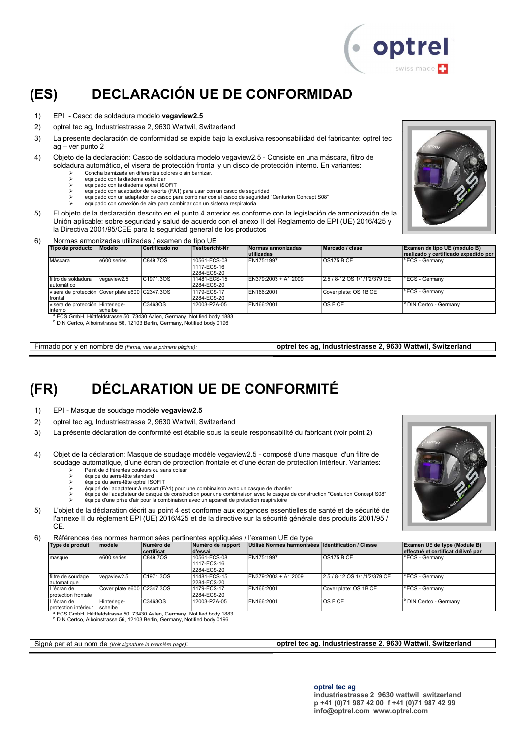# (ES) DECLARACIÓN UE DE CONFORMIDAD

1) EPI - Casco de soldadura modelo **vegaview2.5**
2) optrel tec ag, Industriestrasse 2, 9630 Wattwil, Switzerland
3) La presente declaración de conformidad se expide bajo la exclusiva responsabilidad del fabricante: optrel tec ag – ver punto 2
4) Objeto de la declaración: Casco de soldadura modelo vegaview2.5 - Consiste en una máscara, filtro de soldadura automático, el visera de protección frontal y un disco de protección interno. En variantes:
   - Concha barnizada en diferentes colores o sin barnizar.
   - equipado con la diadema estándar
   - equipado con la diadema optrel ISOFIT
   - equipado con adaptador de resorte (FA1) para usar con un casco de seguridad
   - equipado con un adaptador de casco para combinar con el casco de seguridad "Centurion Concept S08"
   - equipado con conexión de aire para combinar con un sistema respiratoria
5) El objeto de la declaración descrito en el punto 4 anterior es conforme con la legislación de armonización de la Unión aplicable: sobre seguridad y salud de acuerdo con el anexo II del Reglamento de EPI (UE) 2016/425 y la Directiva 2001/95/CEE para la seguridad general de los productos
6) Normas armonizadas utilizadas / examen de tipo UE

| Tipo de producto | Modelo | Certificado no | Testbericht-Nr | Normas armonizadas utilizadas | Marcado / clase | Examen de tipo UE (módulo B) realizado y certificado expedido por |
|---|---|---|---|---|---|---|
| Máscara | e600 series | C849.7OS | 10561-ECS-08 1117-ECS-16 2284-ECS-20 | EN175:1997 | OS175 B CE | [a] ECS - Germany |
| filtro de soldadura automático | vegaview2.5 | C1971.3OS | 11481-ECS-15 2284-ECS-20 | EN379:2003 + A1:2009 | 2.5 / 8-12 OS 1/1/1/2/379 CE | [a] ECS - Germany |
| visera de protección frontal | Cover plate e600 | C2347.3OS | 1179-ECS-17 2284-ECS-20 | EN166:2001 | Cover plate: OS 1B CE | [a] ECS - Germany |
| visera de protección interno | Hinterlege-scheibe | C3463OS | 12003-PZA-05 | EN166:2001 | OS F CE | [b] DIN Certco - Germany |

[a] ECS GmbH, Hüttfeldstrasse 50, 73430 Aalen, Germany, Notified body 1883
[b] DIN Certco, Alboinstrasse 56, 12103 Berlin, Germany, Notified body 0196

Firmado por y en nombre de *(Firma, vea la primera página)*: **optrel tec ag, Industriestrasse 2, 9630 Wattwil, Switzerland**

# (FR) DÉCLARATION UE DE CONFORMITÉ

1) EPI - Masque de soudage modèle **vegaview2.5**
2) optrel tec ag, Industriestrasse 2, 9630 Wattwil, Switzerland
3) La présente déclaration de conformité est établie sous la seule responsabilité du fabricant (voir point 2)
4) Objet de la déclaration: Masque de soudage modèle vegaview2.5 - composé d'une masque, d'un filtre de soudage automatique, d'une écran de protection frontale et d'une écran de protection intérieur. Variantes:
   - Peint de différentes couleurs ou sans coleur
   - équipé du serre-tête standard
   - équipé du serre-tête optrel ISOFIT
   - équipé de l'adaptateur à ressort (FA1) pour une combinaison avec un casque de chantier
   - équipé de l'adaptateur de casque de construction pour une combinaison avec le casque de construction "Centurion Concept S08"
   - équipé d'une prise d'air pour la combinaison avec un appareil de protection respiratoire
5) L'objet de la déclaration décrit au point 4 est conforme aux exigences essentielles de santé et de sécurité de l'annexe II du règlement EPI (UE) 2016/425 et de la directive sur la sécurité générale des produits 2001/95 / CE.
6) Références des normes harmonisées pertinentes appliquées / l'examen UE de type

| Type de produit | modèle | Numéro de certificat | Numéro de rapport d'essai | Utilisé Normes harmonisées | Identification / Classe | Examen UE de type (Module B) effectué et certificat délivré par |
|---|---|---|---|---|---|---|
| masque | e600 series | C849.7OS | 10561-ECS-08 1117-ECS-16 2284-ECS-20 | EN175:1997 | OS175 B CE | [a] ECS - Germany |
| filtre de soudage automatique | vegaview2.5 | C1971.3OS | 11481-ECS-15 2284-ECS-20 | EN379:2003 + A1:2009 | 2.5 / 8-12 OS 1/1/1/2/379 CE | [a] ECS - Germany |
| L'écran de protection frontale | Cover plate e600 | C2347.3OS | 1179-ECS-17 2284-ECS-20 | EN166:2001 | Cover plate: OS 1B CE | [a] ECS - Germany |
| L'écran de protection intérieur | Hinterlege-scheibe | C3463OS | 12003-PZA-05 | EN166:2001 | OS F CE | [b] DIN Certco - Germany |

[a] ECS GmbH, Hüttfeldstrasse 50, 73430 Aalen, Germany, Notified body 1883
[b] DIN Certco, Alboinstrasse 56, 12103 Berlin, Germany, Notified body 0196

Signé par et au nom de *(Voir signature la première page)*: **optrel tec ag, Industriestrasse 2, 9630 Wattwil, Switzerland**

**optrel tec ag**
**industriestrasse 2 9630 wattwil switzerland**
**p +41 (0)71 987 42 00 f +41 (0)71 987 42 99**
**info@optrel.com www.optrel.com**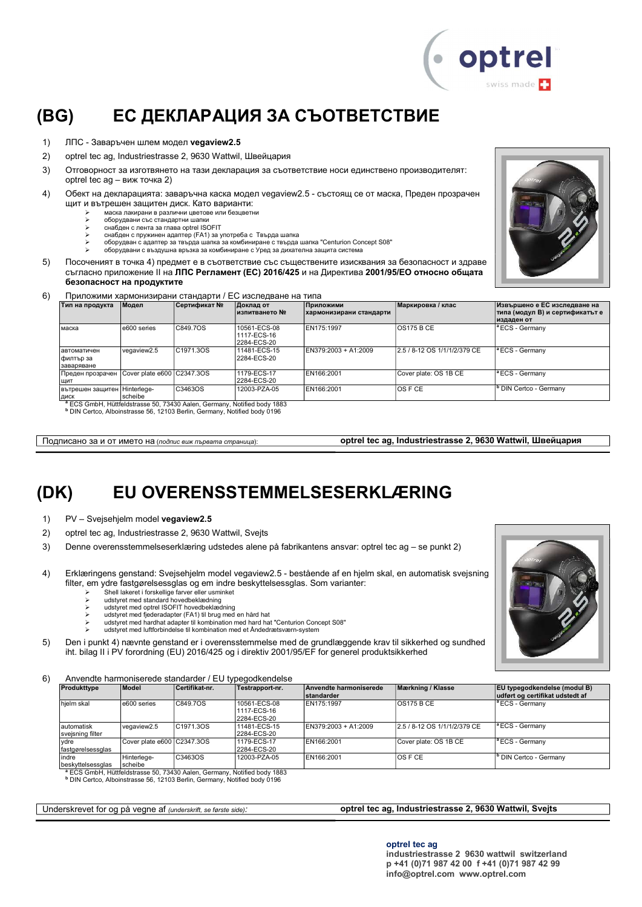# (BG) ЕС ДЕКЛАРАЦИЯ ЗА СЪОТВЕТСТВИЕ

1) ЛПС - Заваръчен шлем модел **vegaview2.5**
2) optrel tec ag, Industriestrasse 2, 9630 Wattwil, Швейцария
3) Отговорност за изготвянето на тази декларация за съответствие носи единствено производителят: optrel tec ag – виж точка 2)
4) Обект на декларацията: заваръчна каска модел vegaview2.5 - състоящ се от маска, Преден прозрачен щит и вътрешен защитен диск. Като варианти:
   - маска лакирани в различни цветове или безцветни
   - оборудвани със стандартни шапки
   - снабден с лента за глава optrel ISOFIT
   - снабден с пружинен адаптер (FA1) за употреба с Твърда шапка
   - оборудван с адаптер за твърда шапка за комбиниране с твърда шапка "Centurion Concept S08"
   - оборудвани с въздушна връзка за комбиниране с Уред за дихателна защита система
5) Посоченият в точка 4) предмет е в съответствие със съществените изисквания за безопасност и здраве съгласно приложение II на **ЛПС Регламент (ЕС) 2016/425** и на Директива **2001/95/ЕО относно общата безопасност на продуктите**
6) Приложими хармонизирани стандарти / ЕС изследване на типа

| Тип на продукта | Модел | Сертификат № | Доклад от изпитването № | Приложими хармонизирани стандарти | Маркировка / клас | Извършено е ЕС изследване на типа (модул B) и сертификатът е издаден от |
|---|---|---|---|---|---|---|
| маска | e600 series | C849.7OS | 10561-ECS-08 1117-ECS-16 2284-ECS-20 | EN175:1997 | OS175 B CE | [a] ECS - Germany |
| автоматичен филтър за заваряване | vegaview2.5 | C1971.3OS | 11481-ECS-15 2284-ECS-20 | EN379:2003 + A1:2009 | 2.5 / 8-12 OS 1/1/1/2/379 CE | [a] ECS - Germany |
| Преден прозрачен щит | Cover plate e600 | C2347.3OS | 1179-ECS-17 2284-ECS-20 | EN166:2001 | Cover plate: OS 1B CE | [a] ECS - Germany |
| вътрешен защитен диск | Hinterlege-scheibe | C3463OS | 12003-PZA-05 | EN166:2001 | OS F CE | [b] DIN Certco - Germany |

[a] ECS GmbH, Hüttfeldstrasse 50, 73430 Aalen, Germany, Notified body 1883
[b] DIN Certco, Alboinstrasse 56, 12103 Berlin, Germany, Notified body 0196

Подписано за и от името на (*подпис виж първата страница*): **optrel tec ag, Industriestrasse 2, 9630 Wattwil, Швейцария**

# (DK) EU OVERENSSTEMMELSESERKLÆRING

1) PV – Svejsehjelm model **vegaview2.5**
2) optrel tec ag, Industriestrasse 2, 9630 Wattwil, Svejts
3) Denne overensstemmelseserklæring udstedes alene på fabrikantens ansvar: optrel tec ag – se punkt 2)
4) Erklæringens genstand: Svejsehjelm model vegaview2.5 - bestående af en hjelm skal, en automatisk svejsning filter, en ydre fastgørelsessglas og em indre beskyttelsessglas. Som varianter:
   - Shell lakeret i forskellige farver eller usminket
   - udstyret med standard hovedbeklædning
   - udstyret med optrel ISOFIT hovedbeklædning
   - udstyret med fjederadapter (FA1) til brug med en hård hat
   - udstyret med hardhat adapter til kombination med hard hat "Centurion Concept S08"
   - udstyret med luftforbindelse til kombination med et Åndedrætsværn-system
5) Den i punkt 4) nævnte genstand er i overensstemmelse med de grundlæggende krav til sikkerhed og sundhed iht. bilag II i PV forordning (EU) 2016/425 og i direktiv 2001/95/EF for generel produktsikkerhed
6) Anvendte harmoniserede standarder / EU typegodkendelse

| Produkttype | Model | Certifikat-nr. | Testrapport-nr. | Anvendte harmoniserede standarder | Mærkning / Klasse | EU typegodkendelse (modul B) udført og certifikat udstedt af |
|---|---|---|---|---|---|---|
| hjelm skal | e600 series | C849.7OS | 10561-ECS-08 1117-ECS-16 2284-ECS-20 | EN175:1997 | OS175 B CE | [a] ECS - Germany |
| automatisk svejsning filter | vegaview2.5 | C1971.3OS | 11481-ECS-15 2284-ECS-20 | EN379:2003 + A1:2009 | 2.5 / 8-12 OS 1/1/1/2/379 CE | [a] ECS - Germany |
| ydre fastgørelsessglas | Cover plate e600 | C2347.3OS | 1179-ECS-17 2284-ECS-20 | EN166:2001 | Cover plate: OS 1B CE | [a] ECS - Germany |
| indre beskyttelsessglas | Hinterlege-scheibe | C3463OS | 12003-PZA-05 | EN166:2001 | OS F CE | [b] DIN Certco - Germany |

[a] ECS GmbH, Hüttfeldstrasse 50, 73430 Aalen, Germany, Notified body 1883
[b] DIN Certco, Alboinstrasse 56, 12103 Berlin, Germany, Notified body 0196

Underskrevet for og på vegne af (*underskrift, se første side*): **optrel tec ag, Industriestrasse 2, 9630 Wattwil, Svejts**

**optrel tec ag**
**industriestrasse 2 9630 wattwil switzerland**
**p +41 (0)71 987 42 00 f +41 (0)71 987 42 99**
**info@optrel.com www.optrel.com**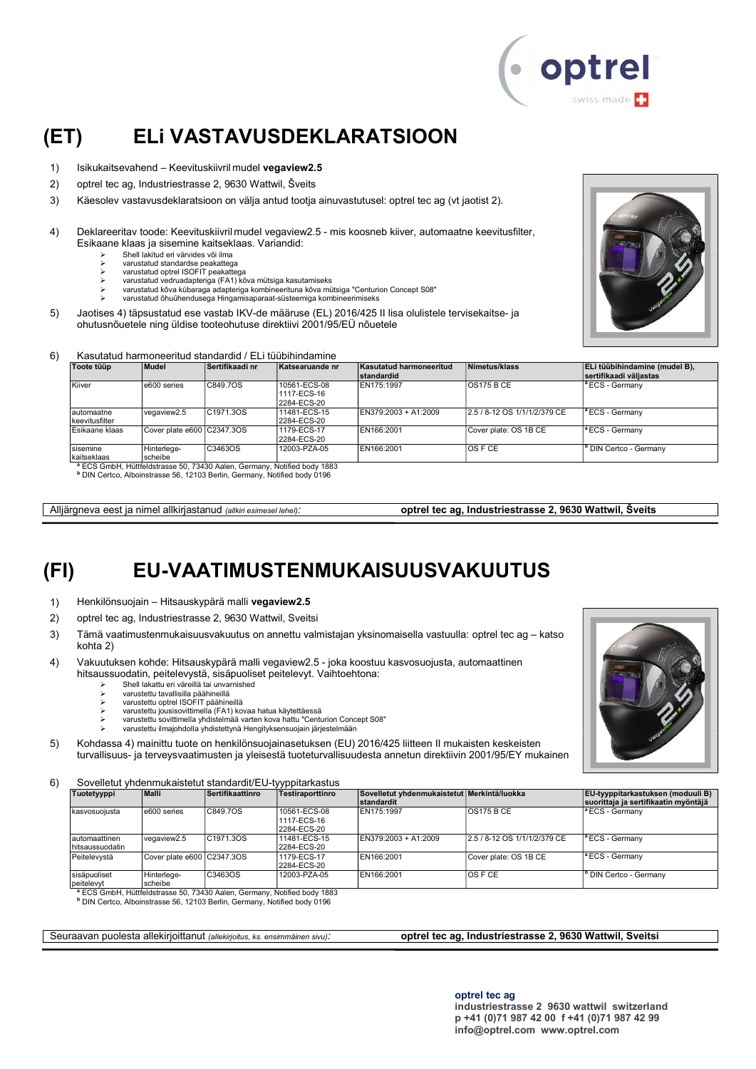# (ET) ELi VASTAVUSDEKLARATSIOON

1) Isikukaitsevahend – Keevituskiivril mudel **vegaview2.5**
2) optrel tec ag, Industriestrasse 2, 9630 Wattwil, Šveits
3) Käesolev vastavusdeklaratsioon on välja antud tootja ainuvastutusel: optrel tec ag (vt jaotist 2).
4) Deklareeritav toode: Keevituskiivril mudel vegaview2.5 - mis koosneb kiiver, automaatne keevitusfilter, Esikaane klaas ja sisemine kaitseklaas. Variandid:
   - Shell lakitud eri värvides või ilma
   - varustatud standardse peakattega
   - varustatud optrel ISOFIT peakattega
   - varustatud vedruadapteriga (FA1) kõva mütsiga kasutamiseks
   - varustatud kõva kübaraga adapteriga kombineeritud kõva mütsiga "Centurion Concept S08"
   - varustatud õhuühendusega Hingamisaparaat-süsteemiga kombineerimiseks
5) Jaotises 4) täpsustatud ese vastab IKV-de määruse (EL) 2016/425 II lisa olulistele tervisekaitse- ja ohutusnõuetele ning üldise tooteohutuse direktiivi 2001/95/EÜ nõuetele
6) Kasutatud harmoneeritud standardid / ELi tüübihindamine

| Toote tüüp | Mudel | Sertifikaadi nr | Katsearuande nr | Kasutatud harmoneeritud standardid | Nimetus/klass | ELi tüübihindamine (mudel B), sertifikaadi väljastas |
|---|---|---|---|---|---|---|
| Kiiver | e600 series | C849.7OS | 10561-ECS-08 1117-ECS-16 2284-ECS-20 | EN175:1997 | OS175 B CE | [a] ECS - Germany |
| automaatne keevitusfilter | vegaview2.5 | C1971.3OS | 11481-ECS-15 2284-ECS-20 | EN379:2003 + A1:2009 | 2.5 / 8-12 OS 1/1/1/2/379 CE | [a] ECS - Germany |
| Esikaane klaas | Cover plate e600 | C2347.3OS | 1179-ECS-17 2284-ECS-20 | EN166:2001 | Cover plate: OS 1B CE | [a] ECS - Germany |
| sisemine kaitseklaas | Hinterlege-scheibe | C3463OS | 12003-PZA-05 | EN166:2001 | OS F CE | [b] DIN Certco - Germany |

[a] ECS GmbH, Hüttfeldstrasse 50, 73430 Aalen, Germany, Notified body 1883
[b] DIN Certco, Alboinstrasse 56, 12103 Berlin, Germany, Notified body 0196

Alljärgneva eest ja nimel allkirjastanud *(allkiri esimesel lehel)*: **optrel tec ag, Industriestrasse 2, 9630 Wattwil, Šveits**

# (FI) EU-VAATIMUSTENMUKAISUUSVAKUUTUS

1) Henkilönsuojain – Hitsauskypärä malli **vegaview2.5**
2) optrel tec ag, Industriestrasse 2, 9630 Wattwil, Sveitsi
3) Tämä vaatimustenmukaisuusvakuutus on annettu valmistajan yksinomaisella vastuulla: optrel tec ag – katso kohta 2)
4) Vakuutuksen kohde: Hitsauskypärä malli vegaview2.5 - joka koostuu kasvosuojusta, automaattinen hitsaussuodatin, peitelevystä, sisäpuoliset peitelevyt. Vaihtoehtona:
   - Shell lakattu eri väreillä tai unvarnished
   - varustettu tavallisilla päähineillä
   - varustettu optrel ISOFIT päähineillä
   - varustettu jousisovittimella (FA1) kovaa hatua käytettäessä
   - varustettu sovittimella yhdistelmää varten kova hattu "Centurion Concept S08"
   - varustettu ilmajohdolla yhdistettynä Hengityksensuojain järjestelmään
5) Kohdassa 4) mainittu tuote on henkilönsuojainasetuksen (EU) 2016/425 liitteen II mukaisten keskeisten turvallisuus- ja terveysvaatimusten ja yleisestä tuoteturvallisuudesta annetun direktiivin 2001/95/EY mukainen
6) Sovelletut yhdenmukaistetut standardit/EU-tyyppitarkastus

| Tuotetyyppi | Malli | Sertifikaattinro | Testiraporttinro | Sovelletut yhdenmukaistetut standardit | Merkintä/luokka | EU-tyyppitarkastuksen (moduuli B) suorittaja ja sertifikaatin myöntäjä |
|---|---|---|---|---|---|---|
| kasvosuojusta | e600 series | C849.7OS | 10561-ECS-08 1117-ECS-16 2284-ECS-20 | EN175:1997 | OS175 B CE | [a] ECS - Germany |
| automaattinen hitsaussuodatin | vegaview2.5 | C1971.3OS | 11481-ECS-15 2284-ECS-20 | EN379:2003 + A1:2009 | 2.5 / 8-12 OS 1/1/1/2/379 CE | [a] ECS - Germany |
| Peitelevystä | Cover plate e600 | C2347.3OS | 1179-ECS-17 2284-ECS-20 | EN166:2001 | Cover plate: OS 1B CE | [a] ECS - Germany |
| sisäpuoliset peitelevyt | Hinterlege-scheibe | C3463OS | 12003-PZA-05 | EN166:2001 | OS F CE | [b] DIN Certco - Germany |

[a] ECS GmbH, Hüttfeldstrasse 50, 73430 Aalen, Germany, Notified body 1883
[b] DIN Certco, Alboinstrasse 56, 12103 Berlin, Germany, Notified body 0196

Seuraavan puolesta allekirjoittanut *(allekirjoitus, ks. ensimmäinen sivu)*: **optrel tec ag, Industriestrasse 2, 9630 Wattwil, Sveitsi**

**optrel tec ag**
**industriestrasse 2 9630 wattwil switzerland**
**p +41 (0)71 987 42 00 f +41 (0)71 987 42 99**
**info@optrel.com www.optrel.com**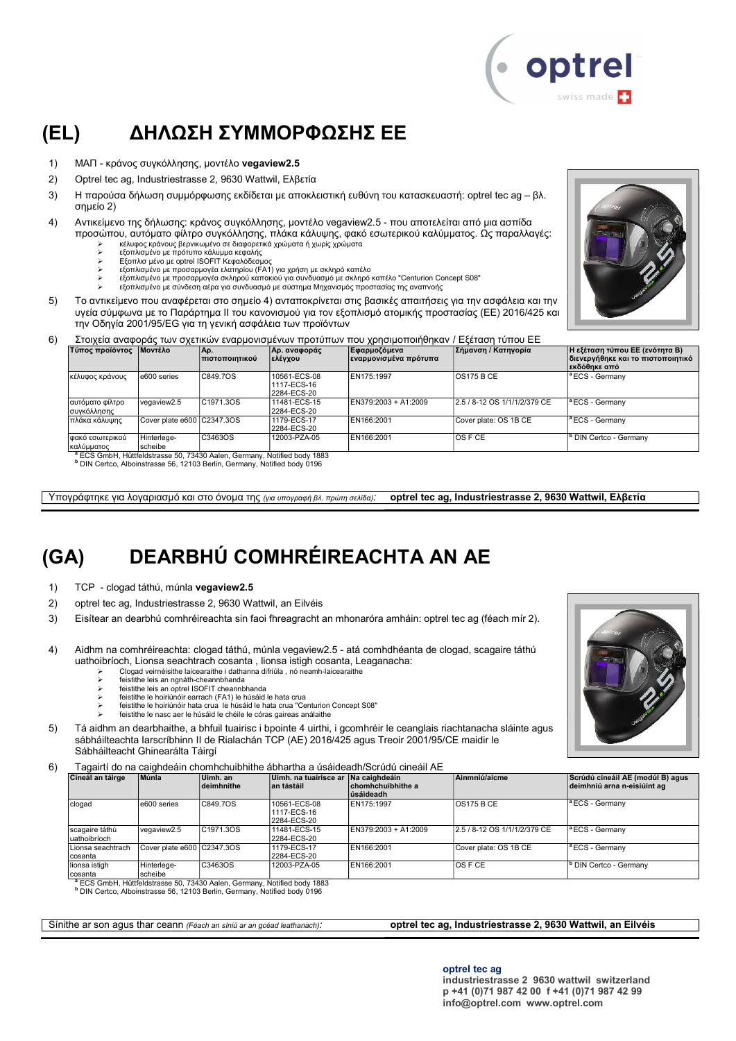# (EL) ΔΗΛΩΣΗ ΣΥΜΜΟΡΦΩΣΗΣ ΕΕ

1) ΜΑΠ - κράνος συγκόλλησης, μοντέλο **vegaview2.5**
2) Optrel tec ag, Industriestrasse 2, 9630 Wattwil, Ελβετία
3) Η παρούσα δήλωση συμμόρφωσης εκδίδεται με αποκλειστική ευθύνη του κατασκευαστή: optrel tec ag – βλ. σημείο 2)
4) Αντικείμενο της δήλωσης: κράνος συγκόλλησης, μοντέλο vegaview2.5 - που αποτελείται από μια ασπίδα προσώπου, αυτόματο φίλτρο συγκόλλησης, πλάκα κάλυψης, φακό εσωτερικού καλύμματος. Ως παραλλαγές:
   - κέλυφος κράνους βερνικωμένο σε διαφορετικά χρώματα ή χωρίς χρώματα
   - εξοπλισμένο με πρότυπο κάλυμμα κεφαλής
   - Εξοπλισ μένο με optrel ISOFIT Κεφαλόδεσμος
   - εξοπλισμένο με προσαρμογέα ελατηρίου (FA1) για χρήση με σκληρό καπέλο
   - εξοπλισμένο με προσαρμογέα σκληρού καπακιού για συνδυασμό με σκληρό καπέλο "Centurion Concept S08"
   - εξοπλισμένο με σύνδεση αέρα για συνδυασμό με σύστημα Μηχανισμός προστασίας της αναπνοής
5) Το αντικείμενο που αναφέρεται στο σημείο 4) ανταποκρίνεται στις βασικές απαιτήσεις για την ασφάλεια και την υγεία σύμφωνα με το Παράρτημα II του κανονισμού για τον εξοπλισμό ατομικής προστασίας (ΕΕ) 2016/425 και την Οδηγία 2001/95/EG για τη γενική ασφάλεια των προϊόντων
6) Στοιχεία αναφοράς των σχετικών εναρμονισμένων προτύπων που χρησιμοποιήθηκαν / Εξέταση τύπου ΕΕ

| Τύπος προϊόντος | Μοντέλο | Αρ. πιστοποιητικού | Αρ. αναφοράς ελέγχου | Εφαρμοζόμενα εναρμονισμένα πρότυπα | Σήμανση / Κατηγορία | Η εξέταση τύπου ΕΕ (ενότητα B) διενεργήθηκε και το πιστοποιητικό εκδόθηκε από |
|---|---|---|---|---|---|---|
| κέλυφος κράνους | e600 series | C849.7OS | 10561-ECS-08 1117-ECS-16 2284-ECS-20 | EN175:1997 | OS175 B CE | [a] ECS - Germany |
| αυτόματο φίλτρο συγκόλλησης | vegaview2.5 | C1971.3OS | 11481-ECS-15 2284-ECS-20 | EN379:2003 + A1:2009 | 2.5 / 8-12 OS 1/1/1/2/379 CE | [a] ECS - Germany |
| πλάκα κάλυψης | Cover plate e600 | C2347.3OS | 1179-ECS-17 2284-ECS-20 | EN166:2001 | Cover plate: OS 1B CE | [a] ECS - Germany |
| φακό εσωτερικού καλύμματος | Hinterlege-scheibe | C3463OS | 12003-PZA-05 | EN166:2001 | OS F CE | [b] DIN Certco - Germany |

[a] ECS GmbH, Hüttfeldstrasse 50, 73430 Aalen, Germany, Notified body 1883
[b] DIN Certco, Alboinstrasse 56, 12103 Berlin, Germany, Notified body 0196

Υπογράφτηκε για λογαριασμό και στο όνομα της *(για υπογραφή βλ. πρώτη σελίδα)*: **optrel tec ag, Industriestrasse 2, 9630 Wattwil, Ελβετία**

# (GA) DEARBHÚ COMHRÉIREACHTA AN AE

1) TCP - clogad táthú, múnla **vegaview2.5**
2) optrel tec ag, Industriestrasse 2, 9630 Wattwil, an Eilvéis
3) Eisítear an dearbhú comhréireachta sin faoi fhreagracht an mhonaróra amháin: optrel tec ag (féach mír 2).
4) Aidhm na comhréireachta: clogad táthú, múnla vegaview2.5 - atá comhdhéanta de clogad, scagaire táthú uathoibríoch, Lionsa seachtrach cosanta , lionsa istigh cosanta, Leaganacha:
   - Clogad veirnéisithe laicearaithe i dathanna difriúla , nó neamh-laicearaithe
   - feistithe leis an ngnáth-cheannbhanda
   - feistithe leis an optrel ISOFIT cheannbhanda
   - feistithe le hoiriúnóir earrach (FA1) le húsáid le hata crua
   - feistithe le hoiriúnóir hata crua le húsáid le hata crua "Centurion Concept S08"
   - feistithe le nasc aer le húsáid le chéile le córas gaireas análaithe
5) Tá aidhm an dearbhaithe, a bhfuil tuairisc i bpointe 4 uirthi, i gcomhréir le ceanglais riachtanacha sláinte agus sábháilteachta Iarscríbhinn II de Rialachán TCP (AE) 2016/425 agus Treoir 2001/95/CE maidir le Sábháilteacht Ghinearálta Táirgí
6) Tagairtí do na caighdeáin chomhchuibhithe ábhartha a úsáideadh/Scrúdú cineáil AE

| Cineál an táirge | Múnla | Uimh. an deimhnithe | Uimh. na tuairisce ar an tástáil | Na caighdeáin chomhchuibhithe a úsáideadh | Ainmniú/aicme | Scrúdú cineáil AE (modúl B) agus deimhniú arna n-eisiúint ag |
|---|---|---|---|---|---|---|
| clogad | e600 series | C849.7OS | 10561-ECS-08 1117-ECS-16 2284-ECS-20 | EN175:1997 | OS175 B CE | [a] ECS - Germany |
| scagaire táthú uathoibríoch | vegaview2.5 | C1971.3OS | 11481-ECS-15 2284-ECS-20 | EN379:2003 + A1:2009 | 2.5 / 8-12 OS 1/1/1/2/379 CE | [a] ECS - Germany |
| Lionsa seachtrach cosanta | Cover plate e600 | C2347.3OS | 1179-ECS-17 2284-ECS-20 | EN166:2001 | Cover plate: OS 1B CE | [a] ECS - Germany |
| lionsa istigh cosanta | Hinterlege-scheibe | C3463OS | 12003-PZA-05 | EN166:2001 | OS F CE | [b] DIN Certco - Germany |

[a] ECS GmbH, Hüttfeldstrasse 50, 73430 Aalen, Germany, Notified body 1883
[b] DIN Certco, Alboinstrasse 56, 12103 Berlin, Germany, Notified body 0196

Sínithe ar son agus thar ceann *(Féach an síniú ar an gcéad leathanach)*: **optrel tec ag, Industriestrasse 2, 9630 Wattwil, an Eilvéis**

**optrel tec ag**
**industriestrasse 2 9630 wattwil switzerland**
**p +41 (0)71 987 42 00 f +41 (0)71 987 42 99**
**info@optrel.com www.optrel.com**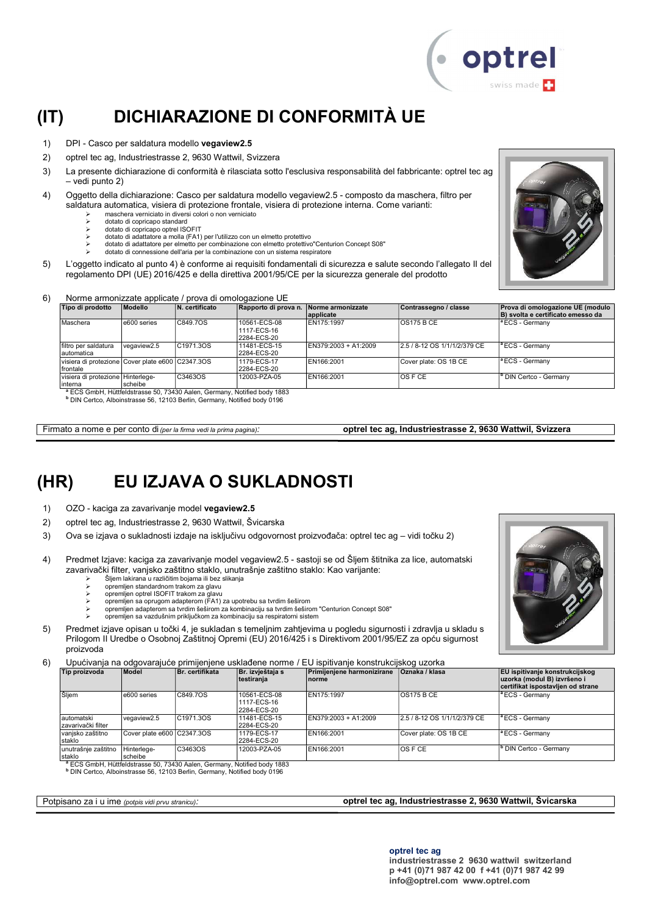# (IT) DICHIARAZIONE DI CONFORMITÀ UE

1) DPI - Casco per saldatura modello **vegaview2.5**
2) optrel tec ag, Industriestrasse 2, 9630 Wattwil, Svizzera
3) La presente dichiarazione di conformità è rilasciata sotto l'esclusiva responsabilità del fabbricante: optrel tec ag – vedi punto 2)
4) Oggetto della dichiarazione: Casco per saldatura modello vegaview2.5 - composto da maschera, filtro per saldatura automatica, visiera di protezione frontale, visiera di protezione interna. Come varianti:
   - maschera verniciato in diversi colori o non verniciato
   - dotato di copricapo standard
   - dotato di copricapo optrel ISOFIT
   - dotato di adattatore a molla (FA1) per l'utilizzo con un elmetto protettivo
   - dotato di adattatore per elmetto per combinazione con elmetto protettivo"Centurion Concept S08"
   - dotato di connessione dell'aria per la combinazione con un sistema respiratore
5) L'oggetto indicato al punto 4) è conforme ai requisiti fondamentali di sicurezza e salute secondo l'allegato II del regolamento DPI (UE) 2016/425 e della direttiva 2001/95/CE per la sicurezza generale del prodotto
6) Norme armonizzate applicate / prova di omologazione UE

| Tipo di prodotto | Modello | N. certificato | Rapporto di prova n. | Norme armonizzate applicate | Contrassegno / classe | Prova di omologazione UE (modulo B) svolta e certificato emesso da |
|---|---|---|---|---|---|---|
| Maschera | e600 series | C849.7OS | 10561-ECS-08<br>1117-ECS-16<br>2284-ECS-20 | EN175:1997 | OS175 B CE | [a] ECS - Germany |
| filtro per saldatura automatica | vegaview2.5 | C1971.3OS | 11481-ECS-15<br>2284-ECS-20 | EN379:2003 + A1:2009 | 2.5 / 8-12 OS 1/1/1/2/379 CE | [a] ECS - Germany |
| visiera di protezione frontale | Cover plate e600 | C2347.3OS | 1179-ECS-17<br>2284-ECS-20 | EN166:2001 | Cover plate: OS 1B CE | [a] ECS - Germany |
| visiera di protezione interna | Hinterlege-scheibe | C3463OS | 12003-PZA-05 | EN166:2001 | OS F CE | [b] DIN Certco - Germany |

[a] ECS GmbH, Hüttfeldstrasse 50, 73430 Aalen, Germany, Notified body 1883
[b] DIN Certco, Alboinstrasse 56, 12103 Berlin, Germany, Notified body 0196

Firmato a nome e per conto di *(per la firma vedi la prima pagina)*: **optrel tec ag, Industriestrasse 2, 9630 Wattwil, Svizzera**

# (HR) EU IZJAVA O SUKLADNOSTI

1) OZO - kaciga za zavarivanje model **vegaview2.5**
2) optrel tec ag, Industriestrasse 2, 9630 Wattwil, Švicarska
3) Ova se izjava o sukladnosti izdaje na isključivu odgovornost proizvođača: optrel tec ag – vidi točku 2)
4) Predmet Izjave: kaciga za zavarivanje model vegaview2.5 - sastoji se od Šljem štitnika za lice, automatski zavarivački filter, vanjsko zaštitno staklo, unutrašnje zaštitno staklo: Kao varijante:
   - Šljem lakirana u različitim bojama ili bez slikanja
   - opremljen standardnom trakom za glavu
   - opremljen optrel ISOFIT trakom za glavu
   - opremljen sa oprugom adapterom (FA1) za upotrebu sa tvrdim šeširom
   - opremljen adapterom sa tvrdim šeširom za kombinaciju sa tvrdim šeširom "Centurion Concept S08"
   - opremljen sa vazdušnim priključkom za kombinaciju sa respiratorni sistem
5) Predmet izjave opisan u točki 4, je sukladan s temeljnim zahtjevima u pogledu sigurnosti i zdravlja u skladu s Prilogom II Uredbe o Osobnoj Zaštitnoj Opremi (EU) 2016/425 i s Direktivom 2001/95/EZ za opću sigurnost proizvoda
6) Upućivanja na odgovarajuće primijenjene usklađene norme / EU ispitivanje konstrukcijskog uzorka

| Tip proizvoda | Model | Br. certifikata | Br. izvještaja s testiranja | Primijenjene harmonizirane norme | Oznaka / klasa | EU ispitivanje konstrukcijskog uzorka (modul B) izvršeno i certifikat ispostavljen od strane |
|---|---|---|---|---|---|---|
| Šljem | e600 series | C849.7OS | 10561-ECS-08<br>1117-ECS-16<br>2284-ECS-20 | EN175:1997 | OS175 B CE | [a] ECS - Germany |
| automatski zavarivački filter | vegaview2.5 | C1971.3OS | 11481-ECS-15<br>2284-ECS-20 | EN379:2003 + A1:2009 | 2.5 / 8-12 OS 1/1/1/2/379 CE | [a] ECS - Germany |
| vanjsko zaštitno staklo | Cover plate e600 | C2347.3OS | 1179-ECS-17<br>2284-ECS-20 | EN166:2001 | Cover plate: OS 1B CE | [a] ECS - Germany |
| unutrašnje zaštitno staklo | Hinterlege-scheibe | C3463OS | 12003-PZA-05 | EN166:2001 | OS F CE | [b] DIN Certco - Germany |

[a] ECS GmbH, Hüttfeldstrasse 50, 73430 Aalen, Germany, Notified body 1883
[b] DIN Certco, Alboinstrasse 56, 12103 Berlin, Germany, Notified body 0196

Potpisano za i u ime *(potpis vidi prvu stranicu)*: **optrel tec ag, Industriestrasse 2, 9630 Wattwil, Švicarska**

**optrel tec ag**
**industriestrasse 2 9630 wattwil switzerland**
**p +41 (0)71 987 42 00 f +41 (0)71 987 42 99**
**info@optrel.com www.optrel.com**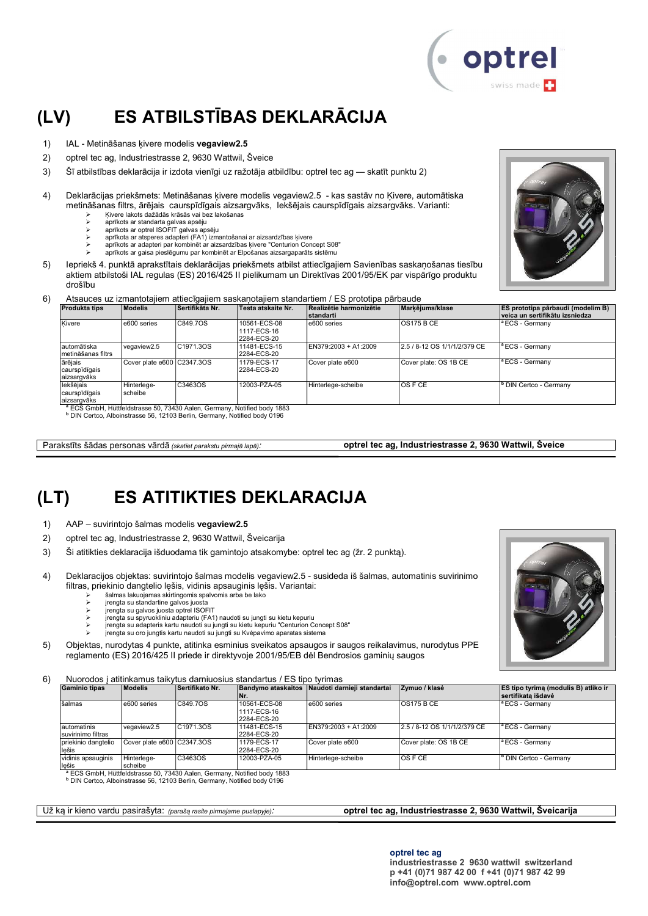# (LV) ES ATBILSTĪBAS DEKLARĀCIJA

1) IAL - Metināšanas ķivere modelis **vegaview2.5**
2) optrel tec ag, Industriestrasse 2, 9630 Wattwil, Šveice
3) Šī atbilstības deklarācija ir izdota vienīgi uz ražotāja atbildību: optrel tec ag — skatīt punktu 2)
4) Deklarācijas priekšmets: Metināšanas ķivere modelis vegaview2.5 - kas sastāv no Ķivere, automātiska metināšanas filtrs, ārējais caurspīdīgais aizsargvāks, Iekšējais caurspīdīgais aizsargvāks. Varianti:
   - Ķivere lakots dažādās krāsās vai bez lakošanas
   - aprīkots ar standarta galvas apsēju
   - aprīkots ar optrel ISOFIT galvas apsēju
   - aprīkota ar atsperes adapteri (FA1) izmantošanai ar aizsardzības ķivere
   - aprīkota ar adapteri par kombinēt ar aizsardzības ķivere "Centurion Concept S08"
   - aprīkota ar gaisa pieslēgumu par kombinēt ar Elpošanas aizsargaparāts sistēmu
5) Iepriekš 4. punktā aprakstītais deklarācijas priekšmets atbilst attiecīgajiem Savienības saskaņošanas tiesību aktiem atbilstoši IAL regulas (ES) 2016/425 II pielikumam un Direktīvas 2001/95/EK par vispārīgo produktu drošību
6) Atsauces uz izmantotajiem attiecīgajiem saskaņotajiem standartiem / ES prototipa pārbaude

| Produkta tips | Modelis | Sertifikāta Nr. | Testa atskaite Nr. | Realizētie harmonizētie standarti | Marķējums/klase | ES prototipa pārbaudi (modelim B) veica un sertifikātu izsniedza |
|---|---|---|---|---|---|---|
| Ķivere | e600 series | C849.7OS | 10561-ECS-08 1117-ECS-16 2284-ECS-20 | e600 series | OS175 B CE | [a] ECS - Germany |
| automātiska metināšanas filtrs | vegaview2.5 | C1971.3OS | 11481-ECS-15 2284-ECS-20 | EN379:2003 + A1:2009 | 2.5 / 8-12 OS 1/1/1/2/379 CE | [a] ECS - Germany |
| ārējais caurspīdīgais aizsargvāks | Cover plate e600 | C2347.3OS | 1179-ECS-17 2284-ECS-20 | Cover plate e600 | Cover plate: OS 1B CE | [a] ECS - Germany |
| Iekšējais caurspīdīgais aizsargvāks | Hinterlege-scheibe | C3463OS | 12003-PZA-05 | Hinterlege-scheibe | OS F CE | [b] DIN Certco - Germany |

[a] ECS GmbH, Hüttfeldstrasse 50, 73430 Aalen, Germany, Notified body 1883
[b] DIN Certco, Alboinstrasse 56, 12103 Berlin, Germany, Notified body 0196

Parakstīts šādas personas vārdā *(skatiet parakstu pirmajā lapā)*: **optrel tec ag, Industriestrasse 2, 9630 Wattwil, Šveice**

# (LT) ES ATITIKTIES DEKLARACIJA

1) AAP – suvirintojo šalmas modelis **vegaview2.5**
2) optrel tec ag, Industriestrasse 2, 9630 Wattwil, Šveicarija
3) Ši atitikties deklaracija išduodama tik gamintojo atsakomybe: optrel tec ag (žr. 2 punktą).
4) Deklaracijos objektas: suvirintojo šalmas modelis vegaview2.5 - susideda iš šalmas, automatinis suvirinimo filtras, priekinio dangtelio lęšis, vidinis apsauginis lęšis. Variantai:
   - šalmas lakuojamas skirtingomis spalvomis arba be lako
   - įrengta su standartine galvos juosta
   - įrengta su galvos juosta optrel ISOFIT
   - įrengta su spyruokliniu adapteriu (FA1) naudoti su jungti su kietu kepuriu
   - įrengta su adapteris kartu naudoti su jungti su kietu kepuriu "Centurion Concept S08"
   - įrengta su oro jungtis kartu naudoti su jungti su Kvėpavimo aparatas sistema
5) Objektas, nurodytas 4 punkte, atitinka esminius sveikatos apsaugos ir saugos reikalavimus, nurodytus PPE reglamento (ES) 2016/425 II priede ir direktyvoje 2001/95/EB dėl Bendrosios gaminių saugos
6) Nuorodos į atitinkamus taikytus darniuosius standartus / ES tipo tyrimas

| Gaminio tipas | Modelis | Sertifikato Nr. | Bandymo ataskaitos Nr. | Naudoti darnieji standartai | Žymuo / klasė | ES tipo tyrimą (modulis B) atliko ir sertifikatą išdavė |
|---|---|---|---|---|---|---|
| šalmas | e600 series | C849.7OS | 10561-ECS-08 1117-ECS-16 2284-ECS-20 | e600 series | OS175 B CE | [a] ECS - Germany |
| automatinis suvirinimo filtras | vegaview2.5 | C1971.3OS | 11481-ECS-15 2284-ECS-20 | EN379:2003 + A1:2009 | 2.5 / 8-12 OS 1/1/1/2/379 CE | [a] ECS - Germany |
| priekinio dangtelio lęšis | Cover plate e600 | C2347.3OS | 1179-ECS-17 2284-ECS-20 | Cover plate e600 | Cover plate: OS 1B CE | [a] ECS - Germany |
| vidinis apsauginis lęšis | Hinterlege-scheibe | C3463OS | 12003-PZA-05 | Hinterlege-scheibe | OS F CE | [b] DIN Certco - Germany |

[a] ECS GmbH, Hüttfeldstrasse 50, 73430 Aalen, Germany, Notified body 1883
[b] DIN Certco, Alboinstrasse 56, 12103 Berlin, Germany, Notified body 0196

Už ką ir kieno vardu pasirašyta: *(parašą rasite pirmajame puslapyje)*: **optrel tec ag, Industriestrasse 2, 9630 Wattwil, Šveicarija**

**optrel tec ag**
**industriestrasse 2 9630 wattwil switzerland**
**p +41 (0)71 987 42 00 f +41 (0)71 987 42 99**
**info@optrel.com www.optrel.com**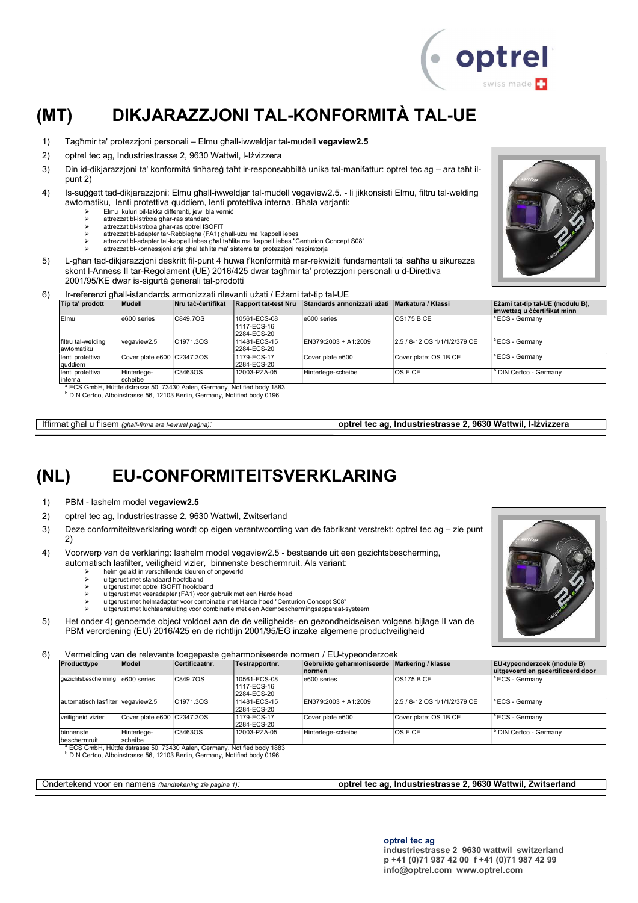# (MT) DIKJARAZZJONI TAL-KONFORMITÀ TAL-UE

1) Tagħmir ta' protezzjoni personali – Elmu għall-iwweldjar tal-mudell **vegaview2.5**
2) optrel tec ag, Industriestrasse 2, 9630 Wattwil, l-Iżvizzera
3) Din id-dikjarazzjoni ta' konformità tinħareġ taħt ir-responsabbiltà unika tal-manifattur: optrel tec ag – ara taħt il-punt 2)
4) Is-suġġett tad-dikjarazzjoni: Elmu għall-iwweldjar tal-mudell vegaview2.5. - li jikkonsisti Elmu, filtru tal-welding awtomatiku, lenti protettiva quddiem, lenti protettiva interna. Bħala varjanti:
   - Elmu kuluri bil-lakka differenti, jew bla verniċ
   - attrezzat bl-istrixxa għar-ras standard
   - attrezzat bl-istrixxa għar-ras optrel ISOFIT
   - attrezzat bl-adapter tar-Rebbiegħa (FA1) għall-użu ma 'kappell iebes
   - attrezzat bl-adapter tal-kappell iebes għal taħlita ma 'kappell iebes "Centurion Concept S08"
   - attrezzat bl-konnessjoni arja għal taħlita ma' sistema ta' protezzjoni respiratorja
5) L-għan tad-dikjarazzjoni deskritt fil-punt 4 huwa f'konformità mar-rekwiżiti fundamentali ta' saħħa u sikurezza skont l-Anness II tar-Regolament (UE) 2016/425 dwar tagħmir ta' protezzjoni personali u d-Direttiva 2001/95/KE dwar is-sigurtà ġenerali tal-prodotti
6) Ir-referenzi għall-istandards armonizzati rilevanti użati / Eżami tat-tip tal-UE

| Tip ta' prodott | Mudell | Nru taċ-ċertifikat | Rapport tat-test Nru | Standards armonizzati użati | Markatura / Klassi | Eżami tat-tip tal-UE (modulu B), imwettaq u ċċertifikat minn |
|---|---|---|---|---|---|---|
| Elmu | e600 series | C849.7OS | 10561-ECS-08<br>1117-ECS-16<br>2284-ECS-20 | e600 series | OS175 B CE | [a] ECS - Germany |
| filtru tal-welding awtomatiku | vegaview2.5 | C1971.3OS | 11481-ECS-15<br>2284-ECS-20 | EN379:2003 + A1:2009 | 2.5 / 8-12 OS 1/1/1/2/379 CE | [a] ECS - Germany |
| lenti protettiva quddiem | Cover plate e600 | C2347.3OS | 1179-ECS-17<br>2284-ECS-20 | Cover plate e600 | Cover plate: OS 1B CE | [a] ECS - Germany |
| lenti protettiva interna | Hinterlege-scheibe | C3463OS | 12003-PZA-05 | Hinterlege-scheibe | OS F CE | [b] DIN Certco - Germany |

[a] ECS GmbH, Hüttfeldstrasse 50, 73430 Aalen, Germany, Notified body 1883
[b] DIN Certco, Alboinstrasse 56, 12103 Berlin, Germany, Notified body 0196

Iffirmat għal u f'isem *(għall-firma ara l-ewwel paġna)*: **optrel tec ag, Industriestrasse 2, 9630 Wattwil, l-Iżvizzera**

# (NL) EU-CONFORMITEITSVERKLARING

1) PBM - lashelm model **vegaview2.5**
2) optrel tec ag, Industriestrasse 2, 9630 Wattwil, Zwitserland
3) Deze conformiteitsverklaring wordt op eigen verantwoording van de fabrikant verstrekt: optrel tec ag – zie punt 2)
4) Voorwerp van de verklaring: lashelm model vegaview2.5 - bestaande uit een gezichtsbescherming, automatisch lasfilter, veiligheid vizier, binnenste beschermruit. Als variant:
   - helm gelakt in verschillende kleuren of ongeverfd
   - uitgerust met standaard hoofdband
   - uitgerust met optrel ISOFIT hoofdband
   - uitgerust met veeradapter (FA1) voor gebruik met een Harde hoed
   - uitgerust met helmadapter voor combinatie met Harde hoed "Centurion Concept S08"
   - uitgerust met luchtaansluiting voor combinatie met een Adembeschermingsapparaat-systeem
5) Het onder 4) genoemde object voldoet aan de de veiligheids- en gezondheidseisen volgens bijlage II van de PBM verordening (EU) 2016/425 en de richtlijn 2001/95/EG inzake algemene productveiligheid
6) Vermelding van de relevante toegepaste geharmoniseerde normen / EU-typeonderzoek

| Producttype | Model | Certificaatnr. | Testrapportnr. | Gebruikte geharmoniseerde normen | Markering / klasse | EU-typeonderzoek (module B) uitgevoerd en gecertificeerd door |
|---|---|---|---|---|---|---|
| gezichtsbescherming | e600 series | C849.7OS | 10561-ECS-08<br>1117-ECS-16<br>2284-ECS-20 | e600 series | OS175 B CE | [a] ECS - Germany |
| automatisch lasfilter | vegaview2.5 | C1971.3OS | 11481-ECS-15<br>2284-ECS-20 | EN379:2003 + A1:2009 | 2.5 / 8-12 OS 1/1/1/2/379 CE | [a] ECS - Germany |
| veiligheid vizier | Cover plate e600 | C2347.3OS | 1179-ECS-17<br>2284-ECS-20 | Cover plate e600 | Cover plate: OS 1B CE | [a] ECS - Germany |
| binnenste beschermruit | Hinterlege-scheibe | C3463OS | 12003-PZA-05 | Hinterlege-scheibe | OS F CE | [b] DIN Certco - Germany |

[a] ECS GmbH, Hüttfeldstrasse 50, 73430 Aalen, Germany, Notified body 1883
[b] DIN Certco, Alboinstrasse 56, 12103 Berlin, Germany, Notified body 0196

Ondertekend voor en namens *(handtekening zie pagina 1)*: **optrel tec ag, Industriestrasse 2, 9630 Wattwil, Zwitserland**

**optrel tec ag**
**industriestrasse 2 9630 wattwil switzerland**
**p +41 (0)71 987 42 00 f +41 (0)71 987 42 99**
**info@optrel.com www.optrel.com**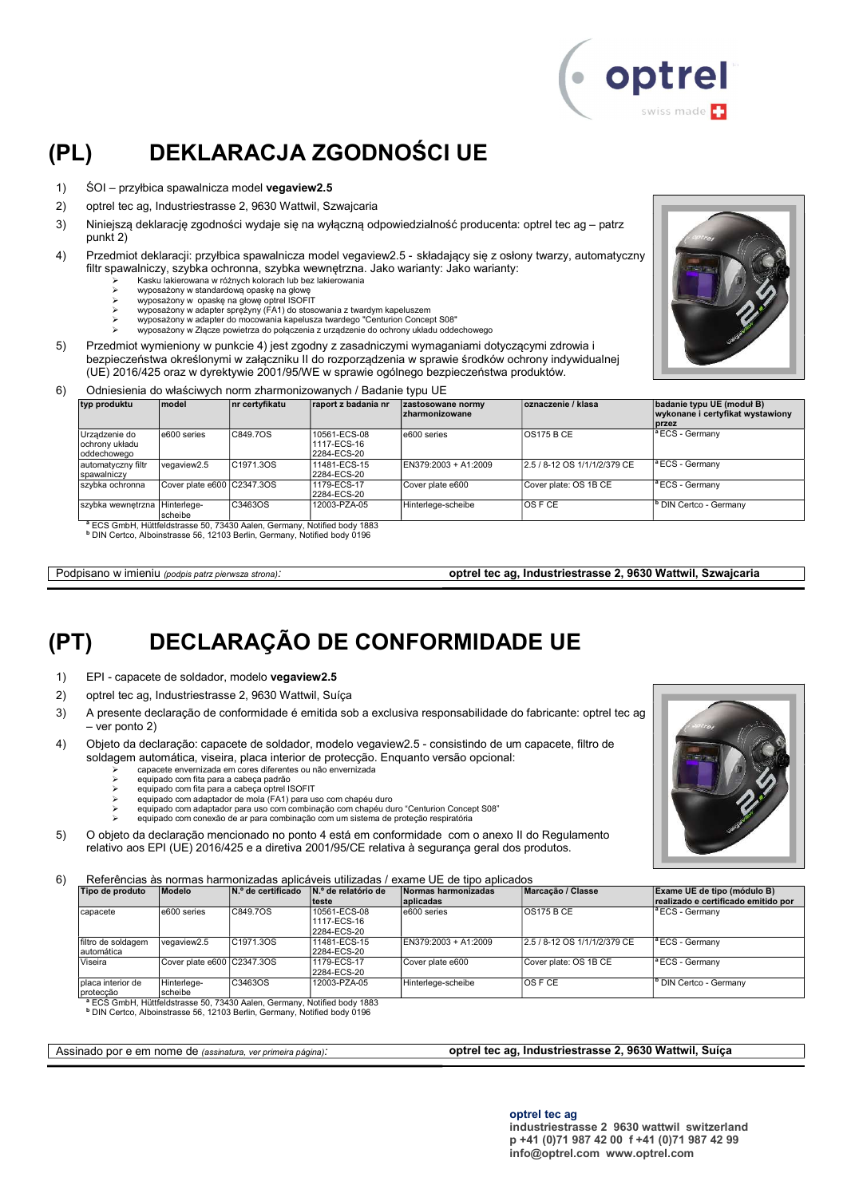# (PL) DEKLARACJA ZGODNOŚCI UE

1) ŚOI – przyłbica spawalnicza model **vegaview2.5**
2) optrel tec ag, Industriestrasse 2, 9630 Wattwil, Szwajcaria
3) Niniejszą deklarację zgodności wydaje się na wyłączną odpowiedzialność producenta: optrel tec ag – patrz punkt 2)
4) Przedmiot deklaracji: przyłbica spawalnicza model vegaview2.5 - składający się z osłony twarzy, automatyczny filtr spawalniczy, szybka ochronna, szybka wewnętrzna. Jako warianty: Jako warianty:
   - Kasku lakierowana w różnych kolorach lub bez lakierowania
   - wyposażony w standardową opaskę na głowę
   - wyposażony w opaskę na głowę optrel ISOFIT
   - wyposażony w adapter sprężyny (FA1) do stosowania z twardym kapeluszem
   - wyposażony w adapter do mocowania kapelusza twardego "Centurion Concept S08"
   - wyposażony w Złącze powietrza do połączenia z urządzenie do ochrony układu oddechowego
5) Przedmiot wymieniony w punkcie 4) jest zgodny z zasadniczymi wymaganiami dotyczącymi zdrowia i bezpieczeństwa określonymi w załączniku II do rozporządzenia w sprawie środków ochrony indywidualnej (UE) 2016/425 oraz w dyrektywie 2001/95/WE w sprawie ogólnego bezpieczeństwa produktów.
6) Odniesienia do właściwych norm zharmonizowanych / Badanie typu UE

| typ produktu | model | nr certyfikatu | raport z badania nr | zastosowane normy zharmonizowane | oznaczenie / klasa | badanie typu UE (moduł B) wykonane i certyfikat wystawiony przez |
|---|---|---|---|---|---|---|
| Urządzenie do ochrony układu oddechowego | e600 series | C849.7OS | 10561-ECS-08 1117-ECS-16 2284-ECS-20 | e600 series | OS175 B CE | [a] ECS - Germany |
| automatyczny filtr spawalniczy | vegaview2.5 | C1971.3OS | 11481-ECS-15 2284-ECS-20 | EN379:2003 + A1:2009 | 2.5 / 8-12 OS 1/1/1/2/379 CE | [a] ECS - Germany |
| szybka ochronna | Cover plate e600 | C2347.3OS | 1179-ECS-17 2284-ECS-20 | Cover plate e600 | Cover plate: OS 1B CE | [a] ECS - Germany |
| szybka wewnętrzna | Hinterlege-scheibe | C3463OS | 12003-PZA-05 | Hinterlege-scheibe | OS F CE | [b] DIN Certco - Germany |

[a] ECS GmbH, Hüttfeldstrasse 50, 73430 Aalen, Germany, Notified body 1883
[b] DIN Certco, Alboinstrasse 56, 12103 Berlin, Germany, Notified body 0196

Podpisano w imieniu *(podpis patrz pierwsza strona)*: **optrel tec ag, Industriestrasse 2, 9630 Wattwil, Szwajcaria**

# (PT) DECLARAÇÃO DE CONFORMIDADE UE

1) EPI - capacete de soldador, modelo **vegaview2.5**
2) optrel tec ag, Industriestrasse 2, 9630 Wattwil, Suíça
3) A presente declaração de conformidade é emitida sob a exclusiva responsabilidade do fabricante: optrel tec ag – ver ponto 2)
4) Objeto da declaração: capacete de soldador, modelo vegaview2.5 - consistindo de um capacete, filtro de soldagem automática, viseira, placa interior de protecção. Enquanto versão opcional:
   - capacete envernizada em cores diferentes ou não envernizada
   - equipado com fita para a cabeça padrão
   - equipado com fita para a cabeça optrel ISOFIT
   - equipado com adaptador de mola (FA1) para uso com chapéu duro
   - equipado com adaptador para uso com combinação com chapéu duro "Centurion Concept S08"
   - equipado com conexão de ar para combinação com um sistema de proteção respiratória
5) O objeto da declaração mencionado no ponto 4 está em conformidade com o anexo II do Regulamento relativo aos EPI (UE) 2016/425 e a diretiva 2001/95/CE relativa à segurança geral dos produtos.
6) Referências às normas harmonizadas aplicáveis utilizadas / exame UE de tipo aplicados

| Tipo de produto | Modelo | N.º de certificado | N.º de relatório de teste | Normas harmonizadas aplicadas | Marcação / Classe | Exame UE de tipo (módulo B) realizado e certificado emitido por |
|---|---|---|---|---|---|---|
| capacete | e600 series | C849.7OS | 10561-ECS-08 1117-ECS-16 2284-ECS-20 | e600 series | OS175 B CE | [a] ECS - Germany |
| filtro de soldagem automática | vegaview2.5 | C1971.3OS | 11481-ECS-15 2284-ECS-20 | EN379:2003 + A1:2009 | 2.5 / 8-12 OS 1/1/1/2/379 CE | [a] ECS - Germany |
| Viseira | Cover plate e600 | C2347.3OS | 1179-ECS-17 2284-ECS-20 | Cover plate e600 | Cover plate: OS 1B CE | [a] ECS - Germany |
| placa interior de protecção | Hinterlege-scheibe | C3463OS | 12003-PZA-05 | Hinterlege-scheibe | OS F CE | [b] DIN Certco - Germany |

[a] ECS GmbH, Hüttfeldstrasse 50, 73430 Aalen, Germany, Notified body 1883
[b] DIN Certco, Alboinstrasse 56, 12103 Berlin, Germany, Notified body 0196

Assinado por e em nome de *(assinatura, ver primeira página)*: **optrel tec ag, Industriestrasse 2, 9630 Wattwil, Suíça**

**optrel tec ag**
**industriestrasse 2 9630 wattwil switzerland**
**p +41 (0)71 987 42 00 f +41 (0)71 987 42 99**
**info@optrel.com www.optrel.com**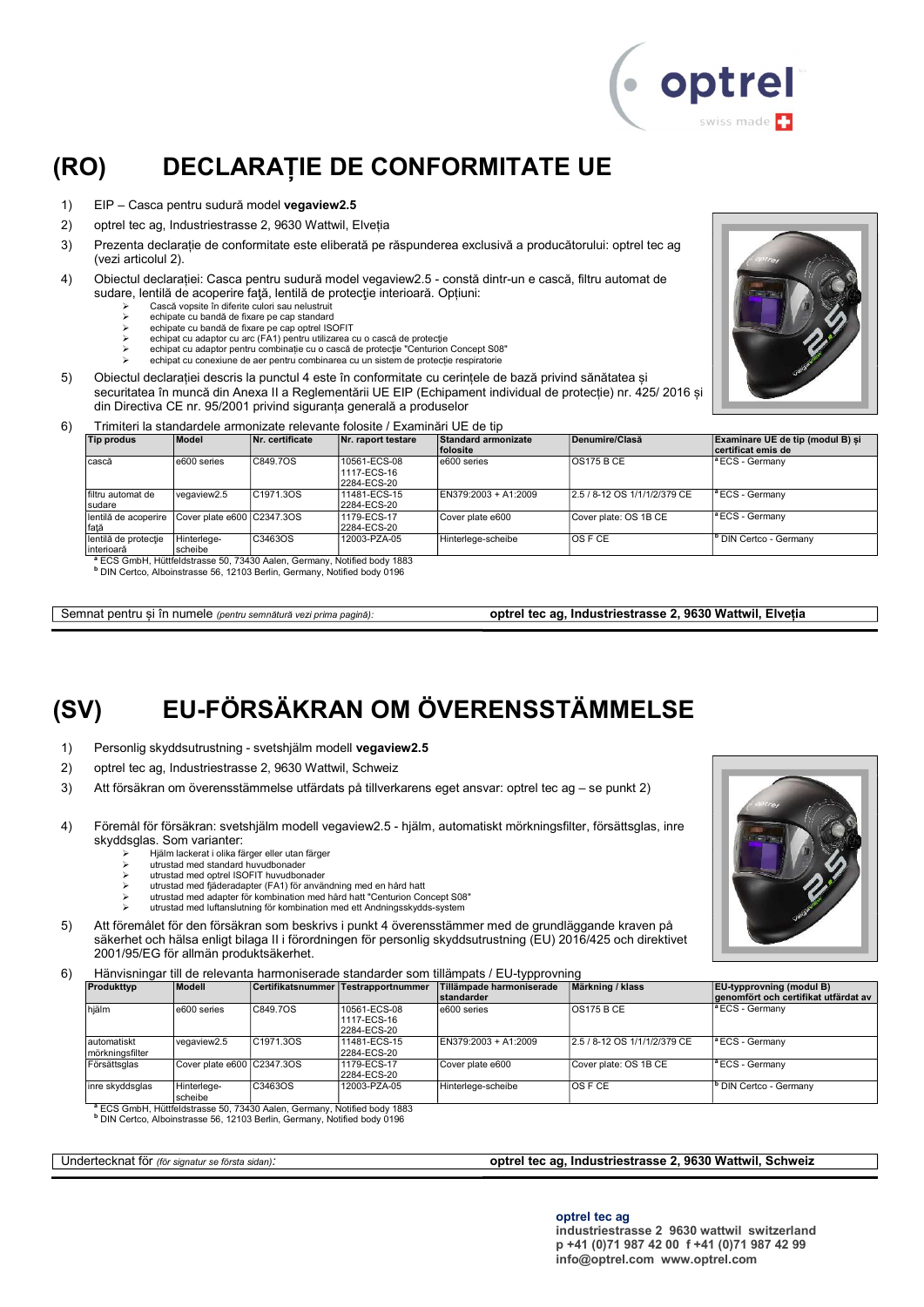# (RO) DECLARAȚIE DE CONFORMITATE UE

1) EIP – Casca pentru sudură model **vegaview2.5**
2) optrel tec ag, Industriestrasse 2, 9630 Wattwil, Elveția
3) Prezenta declarație de conformitate este eliberată pe răspunderea exclusivă a producătorului: optrel tec ag (vezi articolul 2).
4) Obiectul declarației: Casca pentru sudură model vegaview2.5 - constă dintr-un e cască, filtru automat de sudare, lentilă de acoperire față, lentilă de protecție interioară. Opțiuni:
   - Cască vopsite în diferite culori sau nelustruit
   - echipate cu bandă de fixare pe cap standard
   - echipate cu bandă de fixare pe cap optrel ISOFIT
   - echipat cu adaptor cu arc (FA1) pentru utilizarea cu o cască de protecție
   - echipat cu adaptor pentru combinație cu o cască de protecție "Centurion Concept S08"
   - echipat cu conexiune de aer pentru combinarea cu un sistem de protecție respiratorie
5) Obiectul declarației descris la punctul 4 este în conformitate cu cerințele de bază privind sănătatea și securitatea în muncă din Anexa II a Reglementării UE EIP (Echipament individual de protecție) nr. 425/ 2016 și din Directiva CE nr. 95/2001 privind siguranța generală a produselor
6) Trimiteri la standardele armonizate relevante folosite / Examinări UE de tip

| Tip produs | Model | Nr. certificate | Nr. raport testare | Standard armonizate folosite | Denumire/Clasă | Examinare UE de tip (modul B) și certificat emis de |
|---|---|---|---|---|---|---|
| cască | e600 series | C849.7OS | 10561-ECS-08<br>1117-ECS-16<br>2284-ECS-20 | e600 series | OS175 B CE | [a] ECS - Germany |
| filtru automat de sudare | vegaview2.5 | C1971.3OS | 11481-ECS-15<br>2284-ECS-20 | EN379:2003 + A1:2009 | 2.5 / 8-12 OS 1/1/1/2/379 CE | [a] ECS - Germany |
| lentilă de acoperire față | Cover plate e600 | C2347.3OS | 1179-ECS-17<br>2284-ECS-20 | Cover plate e600 | Cover plate: OS 1B CE | [a] ECS - Germany |
| lentilă de protecție interioară | Hinterlege-scheibe | C3463OS | 12003-PZA-05 | Hinterlege-scheibe | OS F CE | [b] DIN Certco - Germany |

[a] ECS GmbH, Hüttfeldstrasse 50, 73430 Aalen, Germany, Notified body 1883
[b] DIN Certco, Alboinstrasse 56, 12103 Berlin, Germany, Notified body 0196

Semnat pentru și în numele *(pentru semnătură vezi prima pagină)*: **optrel tec ag, Industriestrasse 2, 9630 Wattwil, Elveția**

# (SV) EU-FÖRSÄKRAN OM ÖVERENSSTÄMMELSE

1) Personlig skyddsutrustning - svetshjälm modell **vegaview2.5**
2) optrel tec ag, Industriestrasse 2, 9630 Wattwil, Schweiz
3) Att försäkran om överensstämmelse utfärdats på tillverkarens eget ansvar: optrel tec ag – se punkt 2)
4) Föremål för försäkran: svetshjälm modell vegaview2.5 - hjälm, automatiskt mörkningsfilter, försättsglas, inre skyddsglas. Som varianter:
   - Hjälm lackerat i olika färger eller utan färger
   - utrustad med standard huvudbonader
   - utrustad med optrel ISOFIT huvudbonader
   - utrustad med fjäderadapter (FA1) för användning med en hård hatt
   - utrustad med adapter för kombination med hård hatt "Centurion Concept S08"
   - utrustad med luftanslutning för kombination med ett Andningsskydds-system
5) Att föremålet för den försäkran som beskrivs i punkt 4 överensstämmer med de grundläggande kraven på säkerhet och hälsa enligt bilaga II i förordningen för personlig skyddsutrustning (EU) 2016/425 och direktivet 2001/95/EG för allmän produktsäkerhet.
6) Hänvisningar till de relevanta harmoniserade standarder som tillämpats / EU-typprovning

| Produkttyp | Modell | Certifikatsnummer | Testrapportnummer | Tillämpade harmoniserade standarder | Märkning / klass | EU-typprovning (modul B) genomfört och certifikat utfärdat av |
|---|---|---|---|---|---|---|
| hjälm | e600 series | C849.7OS | 10561-ECS-08<br>1117-ECS-16<br>2284-ECS-20 | e600 series | OS175 B CE | [a] ECS - Germany |
| automatiskt mörkningsfilter | vegaview2.5 | C1971.3OS | 11481-ECS-15<br>2284-ECS-20 | EN379:2003 + A1:2009 | 2.5 / 8-12 OS 1/1/1/2/379 CE | [a] ECS - Germany |
| Försättsglas | Cover plate e600 | C2347.3OS | 1179-ECS-17<br>2284-ECS-20 | Cover plate e600 | Cover plate: OS 1B CE | [a] ECS - Germany |
| inre skyddsglas | Hinterlege-scheibe | C3463OS | 12003-PZA-05 | Hinterlege-scheibe | OS F CE | [b] DIN Certco - Germany |

[a] ECS GmbH, Hüttfeldstrasse 50, 73430 Aalen, Germany, Notified body 1883
[b] DIN Certco, Alboinstrasse 56, 12103 Berlin, Germany, Notified body 0196

Undertecknat för *(för signatur se första sidan)*: **optrel tec ag, Industriestrasse 2, 9630 Wattwil, Schweiz**

**optrel tec ag**
**industriestrasse 2 9630 wattwil switzerland**
**p +41 (0)71 987 42 00 f +41 (0)71 987 42 99**
**info@optrel.com www.optrel.com**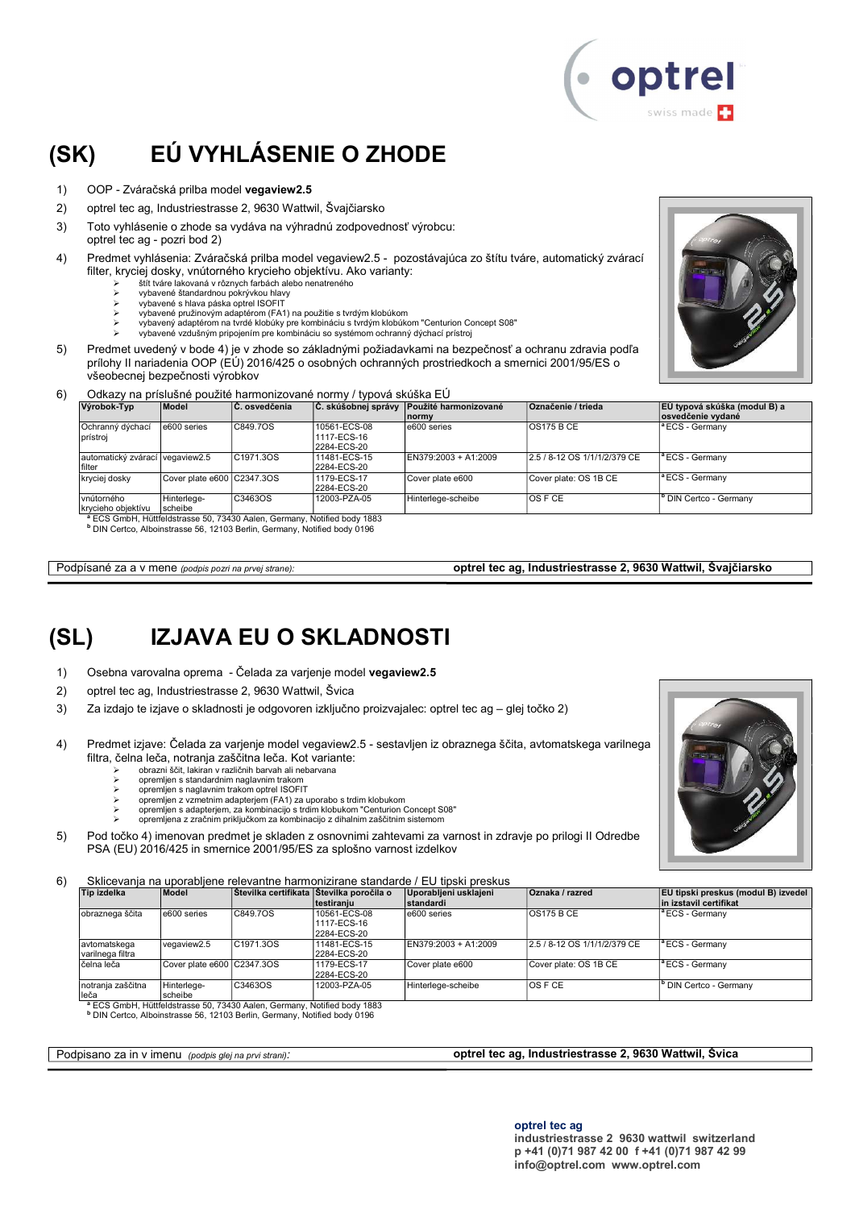# (SK) EÚ VYHLÁSENIE O ZHODE

1) OOP - Zváračská prilba model **vegaview2.5**
2) optrel tec ag, Industriestrasse 2, 9630 Wattwil, Švajčiarsko
3) Toto vyhlásenie o zhode sa vydáva na výhradnú zodpovednosť výrobcu: optrel tec ag - pozri bod 2)
4) Predmet vyhlásenia: Zváračská prilba model vegaview2.5 - pozostávajúca zo štítu tváre, automatický zvárací filter, kryciej dosky, vnútorného krycieho objektívu. Ako varianty:
   - štít tváre lakovaná v rôznych farbách alebo nenatreného
   - vybavené štandardnou pokrývkou hlavy
   - vybavené s hlava páska optrel ISOFIT
   - vybavené pružinovým adaptérom (FA1) na použitie s tvrdým klobúkom
   - vybavený adaptérom na tvrdé klobúky pre kombináciu s tvrdým klobúkom "Centurion Concept S08"
   - vybavené vzdušným pripojením pre kombináciu so systémom ochranný dýchací prístroj
5) Predmet uvedený v bode 4) je v zhode so základnými požiadavkami na bezpečnosť a ochranu zdravia podľa prílohy II nariadenia OOP (EÚ) 2016/425 o osobných ochranných prostriedkoch a smernici 2001/95/ES o všeobecnej bezpečnosti výrobkov
6) Odkazy na príslušné použité harmonizované normy / typová skúška EÚ

| Výrobok-Typ | Model | Č. osvedčenia | Č. skúšobnej správy | Použité harmonizované normy | Označenie / trieda | EÚ typová skúška (modul B) a osvedčenie vydané |
|---|---|---|---|---|---|---|
| Ochranný dýchací prístroj | e600 series | C849.7OS | 10561-ECS-08 1117-ECS-16 2284-ECS-20 | e600 series | OS175 B CE | [a] ECS - Germany |
| automatický zvárací filter | vegaview2.5 | C1971.3OS | 11481-ECS-15 2284-ECS-20 | EN379:2003 + A1:2009 | 2.5 / 8-12 OS 1/1/1/2/379 CE | [a] ECS - Germany |
| kryciej dosky | Cover plate e600 | C2347.3OS | 1179-ECS-17 2284-ECS-20 | Cover plate e600 | Cover plate: OS 1B CE | [a] ECS - Germany |
| vnútorného krycieho objektívu | Hinterlege-scheibe | C3463OS | 12003-PZA-05 | Hinterlege-scheibe | OS F CE | [b] DIN Certco - Germany |

[a] ECS GmbH, Hüttfeldstrasse 50, 73430 Aalen, Germany, Notified body 1883
[b] DIN Certco, Alboinstrasse 56, 12103 Berlin, Germany, Notified body 0196

Podpísané za a v mene *(podpis pozri na prvej strane)*: **optrel tec ag, Industriestrasse 2, 9630 Wattwil, Švajčiarsko**

# (SL) IZJAVA EU O SKLADNOSTI

1) Osebna varovalna oprema - Čelada za varjenje model **vegaview2.5**
2) optrel tec ag, Industriestrasse 2, 9630 Wattwil, Švica
3) Za izdajo te izjave o skladnosti je odgovoren izključno proizvajalec: optrel tec ag – glej točko 2)
4) Predmet izjave: Čelada za varjenje model vegaview2.5 - sestavljen iz obraznega ščita, avtomatskega varilnega filtra, čelna leča, notranja zaščitna leča. Kot variante:
   - obrazni ščit, lakiran v različnih barvah ali nebarvana
   - opremljen s standardnim naglavnim trakom
   - opremljen s naglavnim trakom optrel ISOFIT
   - opremljen z vzmetnim adapterjem (FA1) za uporabo s trdim klobukom
   - opremljen s adapterjem, za kombinacijo s trdim klobukom "Centurion Concept S08"
   - opremljena z zračnim priključkom za kombinacijo z dihalnim zaščitnim sistemom
5) Pod točko 4) imenovan predmet je skladen z osnovnimi zahtevami za varnost in zdravje po prilogi II Odredbe PSA (EU) 2016/425 in smernice 2001/95/ES za splošno varnost izdelkov
6) Sklicevanja na uporabljene relevantne harmonizirane standarde / EU tipski preskus

| Tip izdelka | Model | Številka certifikata | Številka poročila o testiranju | Uporabljeni usklajeni standardi | Oznaka / razred | EU tipski preskus (modul B) izvedel in izstavil certifikat |
|---|---|---|---|---|---|---|
| obraznega ščita | e600 series | C849.7OS | 10561-ECS-08 1117-ECS-16 2284-ECS-20 | e600 series | OS175 B CE | [a] ECS - Germany |
| avtomatskega varilnega filtra | vegaview2.5 | C1971.3OS | 11481-ECS-15 2284-ECS-20 | EN379:2003 + A1:2009 | 2.5 / 8-12 OS 1/1/1/2/379 CE | [a] ECS - Germany |
| čelna leča | Cover plate e600 | C2347.3OS | 1179-ECS-17 2284-ECS-20 | Cover plate e600 | Cover plate: OS 1B CE | [a] ECS - Germany |
| notranja zaščitna leča | Hinterlege-scheibe | C3463OS | 12003-PZA-05 | Hinterlege-scheibe | OS F CE | [b] DIN Certco - Germany |

[a] ECS GmbH, Hüttfeldstrasse 50, 73430 Aalen, Germany, Notified body 1883
[b] DIN Certco, Alboinstrasse 56, 12103 Berlin, Germany, Notified body 0196

Podpisano za in v imenu *(podpis glej na prvi strani)*: **optrel tec ag, Industriestrasse 2, 9630 Wattwil, Švica**

**optrel tec ag**
**industriestrasse 2 9630 wattwil switzerland**
**p +41 (0)71 987 42 00 f +41 (0)71 987 42 99**
**info@optrel.com www.optrel.com**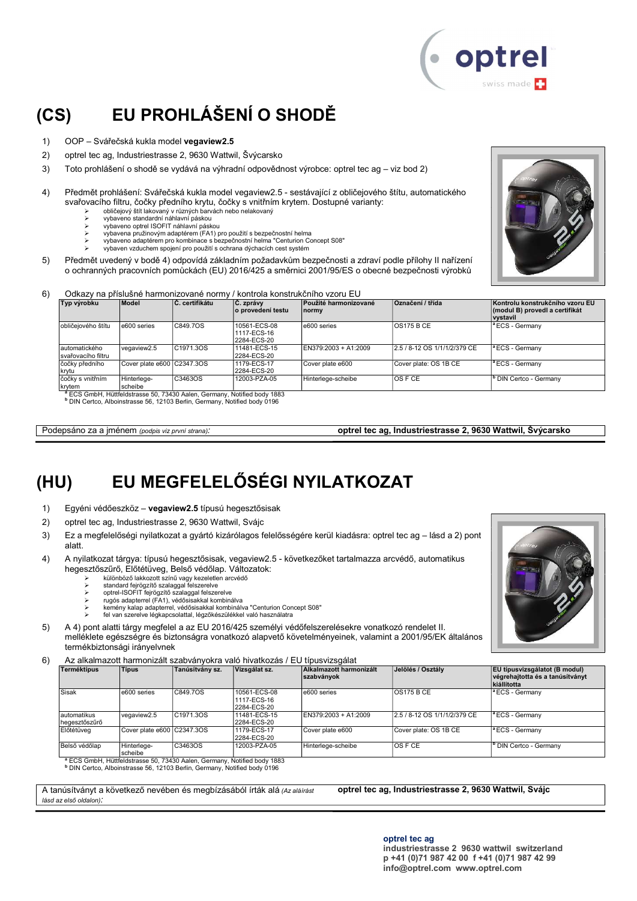# (CS) EU PROHLÁŠENÍ O SHODĚ

1) OOP – Svářečská kukla model **vegaview2.5**
2) optrel tec ag, Industriestrasse 2, 9630 Wattwil, Švýcarsko
3) Toto prohlášení o shodě se vydává na výhradní odpovědnost výrobce: optrel tec ag – viz bod 2)
4) Předmět prohlášení: Svářečská kukla model vegaview2.5 - sestávající z obličejového štítu, automatického svařovacího filtru, čočky předního krytu, čočky s vnitřním krytem. Dostupné varianty:
   - obličejový štít lakovaný v různých barvách nebo nelakovaný
   - vybaveno standardní náhlavní páskou
   - vybaveno optrel ISOFIT náhlavní páskou
   - vybavena pružinovým adaptérem (FA1) pro použití s bezpečnostní helma
   - vybaveno adaptérem pro kombinace s bezpečnostní helma "Centurion Concept S08"
   - vybaven vzduchem spojení pro použití s ochrana dýchacích cest systém
5) Předmět uvedený v bodě 4) odpovídá základním požadavkům bezpečnosti a zdraví podle přílohy II nařízení o ochranných pracovních pomůckách (EU) 2016/425 a směrnici 2001/95/ES o obecné bezpečnosti výrobků
6) Odkazy na příslušné harmonizované normy / kontrola konstrukčního vzoru EU

| Typ výrobku | Model | Č. certifikátu | Č. zprávy o provedení testu | Použité harmonizované normy | Označení / třída | Kontrolu konstrukčního vzoru EU (modul B) provedl a certifikát vystavil |
|---|---|---|---|---|---|---|
| obličejového štítu | e600 series | C849.7OS | 10561-ECS-08 1117-ECS-16 2284-ECS-20 | e600 series | OS175 B CE | [a] ECS - Germany |
| automatického svařovacího filtru | vegaview2.5 | C1971.3OS | 11481-ECS-15 2284-ECS-20 | EN379:2003 + A1:2009 | 2.5 / 8-12 OS 1/1/1/2/379 CE | [a] ECS - Germany |
| čočky předního krytu | Cover plate e600 | C2347.3OS | 1179-ECS-17 2284-ECS-20 | Cover plate e600 | Cover plate: OS 1B CE | [a] ECS - Germany |
| čočky s vnitřním krytem | Hinterlege-scheibe | C3463OS | 12003-PZA-05 | Hinterlege-scheibe | OS F CE | [b] DIN Certco - Germany |

[a] ECS GmbH, Hüttfeldstrasse 50, 73430 Aalen, Germany, Notified body 1883
[b] DIN Certco, Alboinstrasse 56, 12103 Berlin, Germany, Notified body 0196

Podepsáno za a jménem *(podpis viz první strana)*: **optrel tec ag, Industriestrasse 2, 9630 Wattwil, Švýcarsko**

# (HU) EU MEGFELELŐSÉGI NYILATKOZAT

1) Egyéni védőeszköz – **vegaview2.5** típusú hegesztősisak
2) optrel tec ag, Industriestrasse 2, 9630 Wattwil, Svájc
3) Ez a megfelelőségi nyilatkozat a gyártó kizárólagos felelősségére kerül kiadásra: optrel tec ag – lásd a 2) pont alatt.
4) A nyilatkozat tárgya: típusú hegesztősisak, vegaview2.5 - következőket tartalmazza arcvédő, automatikus hegesztőszűrő, Előtétüveg, Belső védőlap. Változatok:
   - különböző lakkozott színű vagy kezeletlen arcvédő
   - standard fejrögzítő szalaggal felszerelve
   - optrel-ISOFIT fejrögzítő szalaggal felszerelve
   - rugós adapterrel (FA1), védősisakkal kombinálva
   - kemény kalap adapterrel, védősisakkal kombinálva "Centurion Concept S08"
   - fel van szerelve légkapcsolattal, légzőkészülékkel való használatra
5) A 4) pont alatti tárgy megfelel a az EU 2016/425 személyi védőfelszerelésekre vonatkozó rendelet II. melléklete egészségre és biztonságra vonatkozó alapvető követelményeinek, valamint a 2001/95/EK általános termékbiztonsági irányelvnek
6) Az alkalmazott harmonizált szabványokra való hivatkozás / EU típusvizsgálat

| Terméktípus | Típus | Tanúsítvány sz. | Vizsgálat sz. | Alkalmazott harmonizált szabványok | Jelölés / Osztály | EU típusvizsgálatot (B modul) végrehajtotta és a tanúsítványt kiállította |
|---|---|---|---|---|---|---|
| Sisak | e600 series | C849.7OS | 10561-ECS-08 1117-ECS-16 2284-ECS-20 | e600 series | OS175 B CE | [a] ECS - Germany |
| automatikus hegesztőszűrő | vegaview2.5 | C1971.3OS | 11481-ECS-15 2284-ECS-20 | EN379:2003 + A1:2009 | 2.5 / 8-12 OS 1/1/1/2/379 CE | [a] ECS - Germany |
| Előtétüveg | Cover plate e600 | C2347.3OS | 1179-ECS-17 2284-ECS-20 | Cover plate e600 | Cover plate: OS 1B CE | [a] ECS - Germany |
| Belső védőlap | Hinterlege-scheibe | C3463OS | 12003-PZA-05 | Hinterlege-scheibe | OS F CE | [b] DIN Certco - Germany |

[a] ECS GmbH, Hüttfeldstrasse 50, 73430 Aalen, Germany, Notified body 1883
[b] DIN Certco, Alboinstrasse 56, 12103 Berlin, Germany, Notified body 0196

A tanúsítványt a következő nevében és megbízásából írták alá *(Az aláírást lásd az első oldalon)*: **optrel tec ag, Industriestrasse 2, 9630 Wattwil, Svájc**

**optrel tec ag**
**industriestrasse 2 9630 wattwil switzerland**
**p +41 (0)71 987 42 00 f +41 (0)71 987 42 99**
**info@optrel.com www.optrel.com**